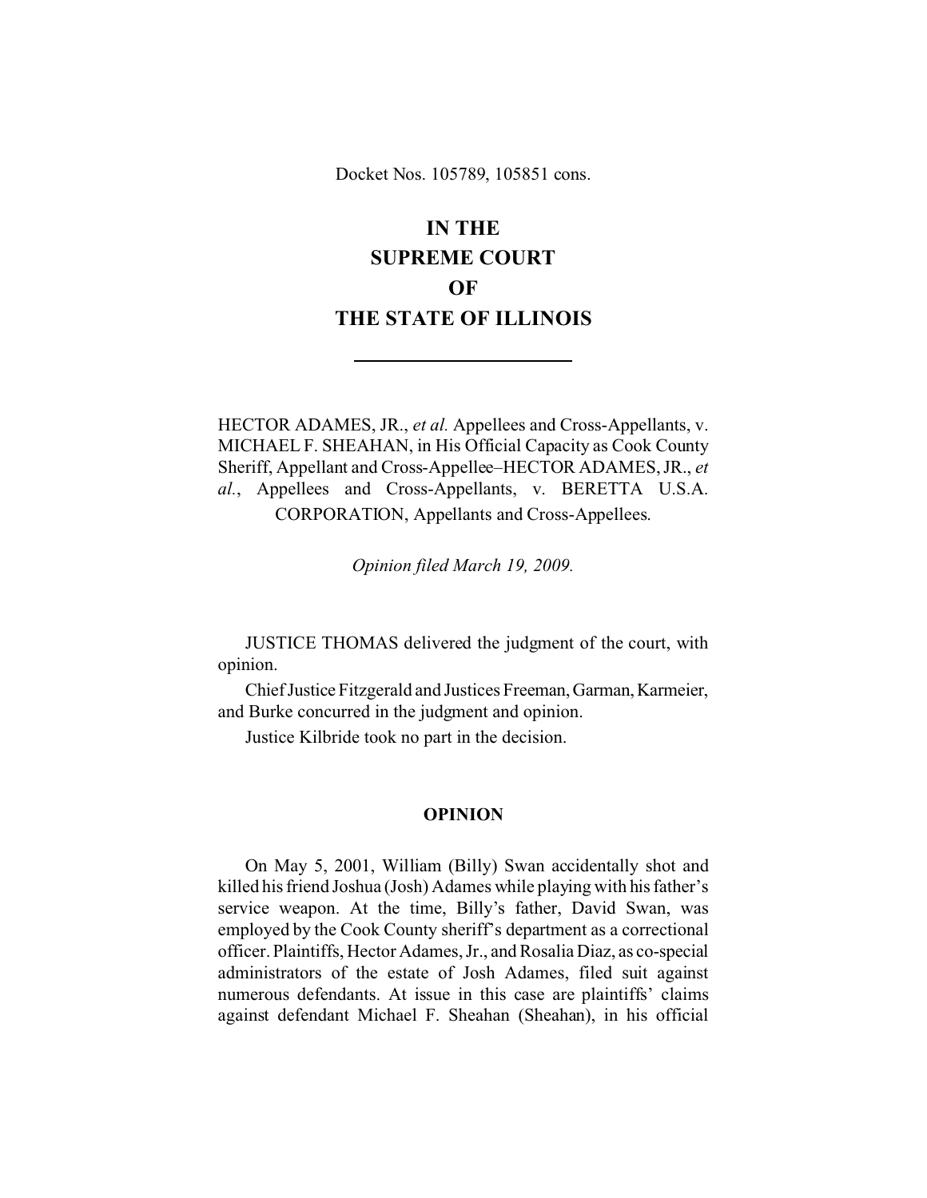Docket Nos. 105789, 105851 cons.

# IN THE SUPREME COURT OF THE STATE OF ILLINOIS

---

HECTOR ADAMES, JR., *et al.* Appellees and Cross-Appellants, v. MICHAEL F. SHEAHAN, in His Official Capacity as Cook County Sheriff, Appellant and Cross-Appellee–HECTOR ADAMES, JR., *et al.*, Appellees and Cross-Appellants, v. BERETTA U.S.A. CORPORATION, Appellants and Cross-Appellees.

*Opinion filed March 19, 2009.*

JUSTICE THOMAS delivered the judgment of the court, with opinion.

Chief Justice Fitzgerald and Justices Freeman, Garman, Karmeier, and Burke concurred in the judgment and opinion.

Justice Kilbride took no part in the decision.

## OPINION

On May 5, 2001, William (Billy) Swan accidentally shot and killed his friend Joshua (Josh) Adames while playing with his father's service weapon. At the time, Billy's father, David Swan, was employed by the Cook County sheriff's department as a correctional officer. Plaintiffs, Hector Adames, Jr., and Rosalia Diaz, as co-special administrators of the estate of Josh Adames, filed suit against numerous defendants. At issue in this case are plaintiffs' claims against defendant Michael F. Sheahan (Sheahan), in his official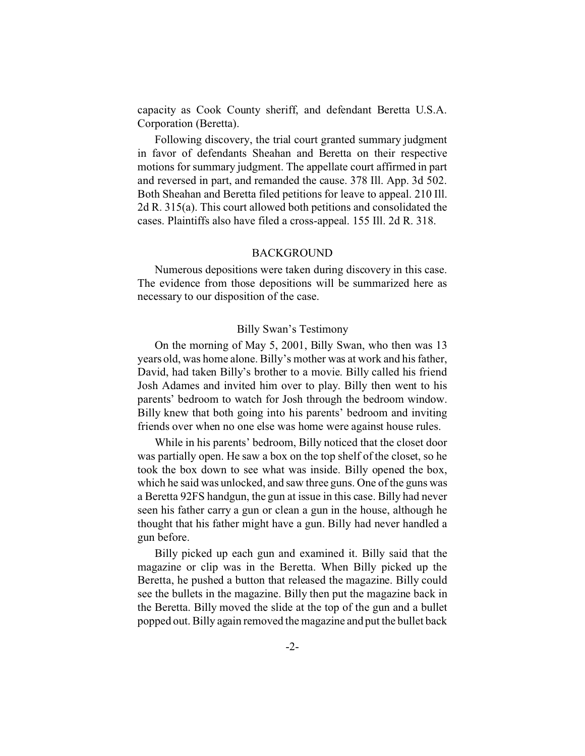capacity as Cook County sheriff, and defendant Beretta U.S.A. Corporation (Beretta).

Following discovery, the trial court granted summary judgment in favor of defendants Sheahan and Beretta on their respective motions for summary judgment. The appellate court affirmed in part and reversed in part, and remanded the cause. 378 Ill. App. 3d 502. Both Sheahan and Beretta filed petitions for leave to appeal. 210 Ill. 2d R. 315(a). This court allowed both petitions and consolidated the cases. Plaintiffs also have filed a cross-appeal. 155 Ill. 2d R. 318.

## BACKGROUND

Numerous depositions were taken during discovery in this case. The evidence from those depositions will be summarized here as necessary to our disposition of the case.

### Billy Swan's Testimony

On the morning of May 5, 2001, Billy Swan, who then was 13 years old, was home alone. Billy's mother was at work and his father, David, had taken Billy's brother to a movie. Billy called his friend Josh Adames and invited him over to play. Billy then went to his parents' bedroom to watch for Josh through the bedroom window. Billy knew that both going into his parents' bedroom and inviting friends over when no one else was home were against house rules.

While in his parents' bedroom, Billy noticed that the closet door was partially open. He saw a box on the top shelf of the closet, so he took the box down to see what was inside. Billy opened the box, which he said was unlocked, and saw three guns. One of the guns was a Beretta 92FS handgun, the gun at issue in this case. Billy had never seen his father carry a gun or clean a gun in the house, although he thought that his father might have a gun. Billy had never handled a gun before.

Billy picked up each gun and examined it. Billy said that the magazine or clip was in the Beretta. When Billy picked up the Beretta, he pushed a button that released the magazine. Billy could see the bullets in the magazine. Billy then put the magazine back in the Beretta. Billy moved the slide at the top of the gun and a bullet popped out. Billy again removed the magazine and put the bullet back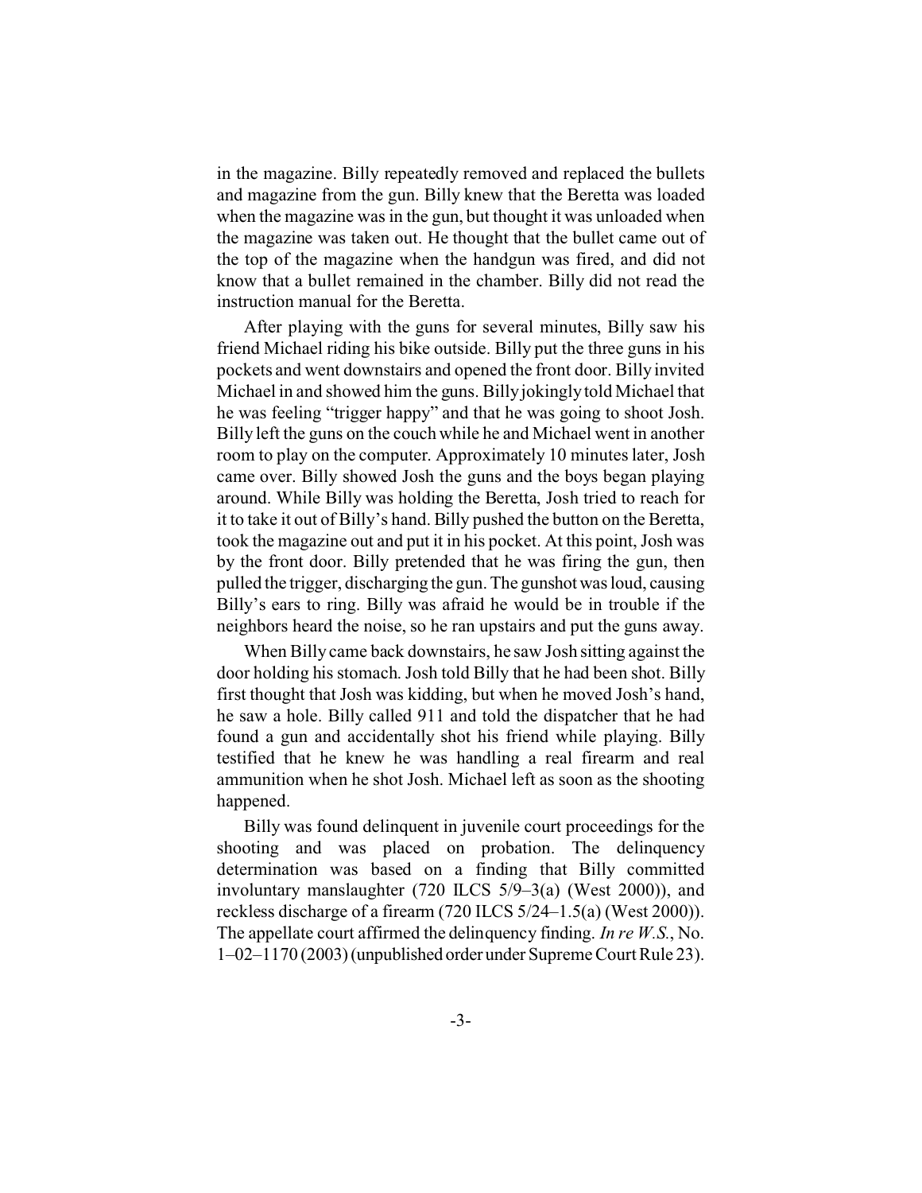in the magazine. Billy repeatedly removed and replaced the bullets and magazine from the gun. Billy knew that the Beretta was loaded when the magazine was in the gun, but thought it was unloaded when the magazine was taken out. He thought that the bullet came out of the top of the magazine when the handgun was fired, and did not know that a bullet remained in the chamber. Billy did not read the instruction manual for the Beretta.

After playing with the guns for several minutes, Billy saw his friend Michael riding his bike outside. Billy put the three guns in his pockets and went downstairs and opened the front door. Billy invited Michael in and showed him the guns. Billy jokingly told Michael that he was feeling "trigger happy" and that he was going to shoot Josh. Billy left the guns on the couch while he and Michael went in another room to play on the computer. Approximately 10 minutes later, Josh came over. Billy showed Josh the guns and the boys began playing around. While Billy was holding the Beretta, Josh tried to reach for it to take it out of Billy's hand. Billy pushed the button on the Beretta, took the magazine out and put it in his pocket. At this point, Josh was by the front door. Billy pretended that he was firing the gun, then pulled the trigger, discharging the gun. The gunshot was loud, causing Billy's ears to ring. Billy was afraid he would be in trouble if the neighbors heard the noise, so he ran upstairs and put the guns away.

When Billy came back downstairs, he saw Josh sitting against the door holding his stomach. Josh told Billy that he had been shot. Billy first thought that Josh was kidding, but when he moved Josh's hand, he saw a hole. Billy called 911 and told the dispatcher that he had found a gun and accidentally shot his friend while playing. Billy testified that he knew he was handling a real firearm and real ammunition when he shot Josh. Michael left as soon as the shooting happened.

Billy was found delinquent in juvenile court proceedings for the shooting and was placed on probation. The delinquency determination was based on a finding that Billy committed involuntary manslaughter (720 ILCS 5/9–3(a) (West 2000)), and reckless discharge of a firearm (720 ILCS 5/24–1.5(a) (West 2000)). The appellate court affirmed the delinquency finding. *In re W.S.*, No. 1–02–1170 (2003) (unpublished order under Supreme Court Rule 23).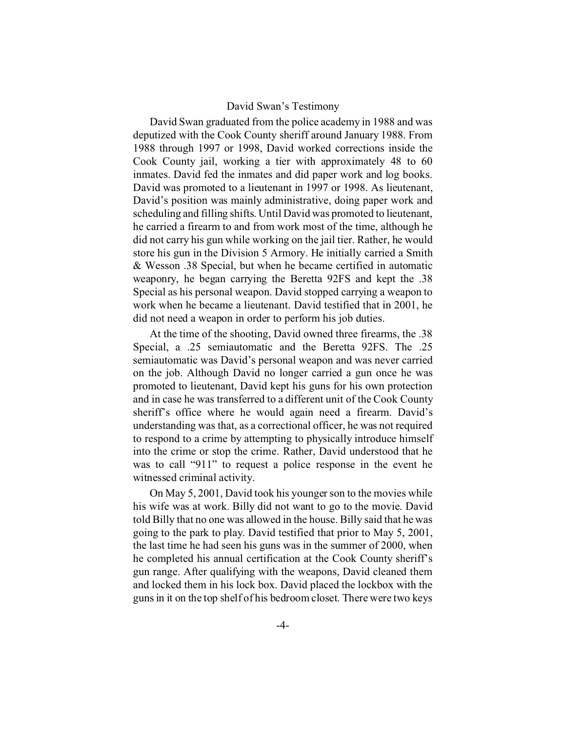### David Swan's Testimony

David Swan graduated from the police academy in 1988 and was deputized with the Cook County sheriff around January 1988. From 1988 through 1997 or 1998, David worked corrections inside the Cook County jail, working a tier with approximately 48 to 60 inmates. David fed the inmates and did paper work and log books. David was promoted to a lieutenant in 1997 or 1998. As lieutenant, David's position was mainly administrative, doing paper work and scheduling and filling shifts. Until David was promoted to lieutenant, he carried a firearm to and from work most of the time, although he did not carry his gun while working on the jail tier. Rather, he would store his gun in the Division 5 Armory. He initially carried a Smith & Wesson .38 Special, but when he became certified in automatic weaponry, he began carrying the Beretta 92FS and kept the .38 Special as his personal weapon. David stopped carrying a weapon to work when he became a lieutenant. David testified that in 2001, he did not need a weapon in order to perform his job duties.

At the time of the shooting, David owned three firearms, the .38 Special, a .25 semiautomatic and the Beretta 92FS. The .25 semiautomatic was David's personal weapon and was never carried on the job. Although David no longer carried a gun once he was promoted to lieutenant, David kept his guns for his own protection and in case he was transferred to a different unit of the Cook County sheriff's office where he would again need a firearm. David's understanding was that, as a correctional officer, he was not required to respond to a crime by attempting to physically introduce himself into the crime or stop the crime. Rather, David understood that he was to call "911" to request a police response in the event he witnessed criminal activity.

On May 5, 2001, David took his younger son to the movies while his wife was at work. Billy did not want to go to the movie. David told Billy that no one was allowed in the house. Billy said that he was going to the park to play. David testified that prior to May 5, 2001, the last time he had seen his guns was in the summer of 2000, when he completed his annual certification at the Cook County sheriff's gun range. After qualifying with the weapons, David cleaned them and locked them in his lock box. David placed the lockbox with the guns in it on the top shelf of his bedroom closet. There were two keys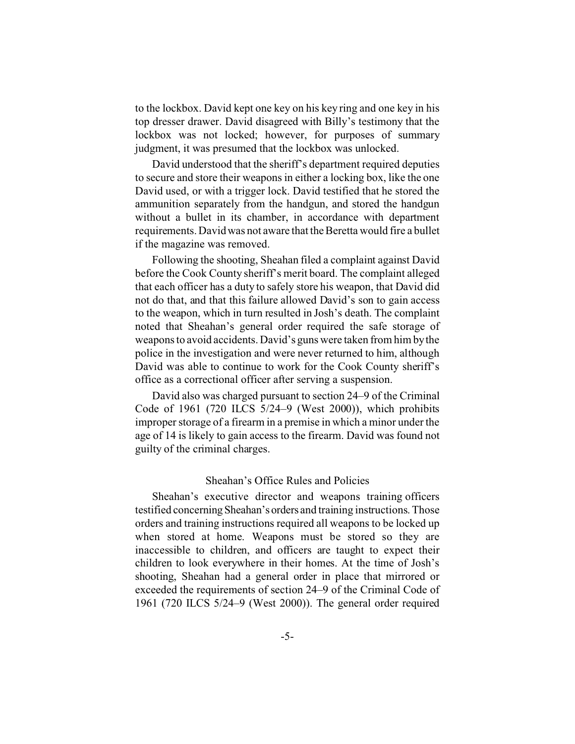to the lockbox. David kept one key on his key ring and one key in his top dresser drawer. David disagreed with Billy's testimony that the lockbox was not locked; however, for purposes of summary judgment, it was presumed that the lockbox was unlocked.

David understood that the sheriff's department required deputies to secure and store their weapons in either a locking box, like the one David used, or with a trigger lock. David testified that he stored the ammunition separately from the handgun, and stored the handgun without a bullet in its chamber, in accordance with department requirements. David was not aware that the Beretta would fire a bullet if the magazine was removed.

Following the shooting, Sheahan filed a complaint against David before the Cook County sheriff's merit board. The complaint alleged that each officer has a duty to safely store his weapon, that David did not do that, and that this failure allowed David's son to gain access to the weapon, which in turn resulted in Josh's death. The complaint noted that Sheahan's general order required the safe storage of weapons to avoid accidents. David's guns were taken from him by the police in the investigation and were never returned to him, although David was able to continue to work for the Cook County sheriff's office as a correctional officer after serving a suspension.

David also was charged pursuant to section 24–9 of the Criminal Code of 1961 (720 ILCS 5/24–9 (West 2000)), which prohibits improper storage of a firearm in a premise in which a minor under the age of 14 is likely to gain access to the firearm. David was found not guilty of the criminal charges.

### Sheahan's Office Rules and Policies

Sheahan's executive director and weapons training officers testified concerning Sheahan's orders and training instructions. Those orders and training instructions required all weapons to be locked up when stored at home. Weapons must be stored so they are inaccessible to children, and officers are taught to expect their children to look everywhere in their homes. At the time of Josh's shooting, Sheahan had a general order in place that mirrored or exceeded the requirements of section 24–9 of the Criminal Code of 1961 (720 ILCS 5/24–9 (West 2000)). The general order required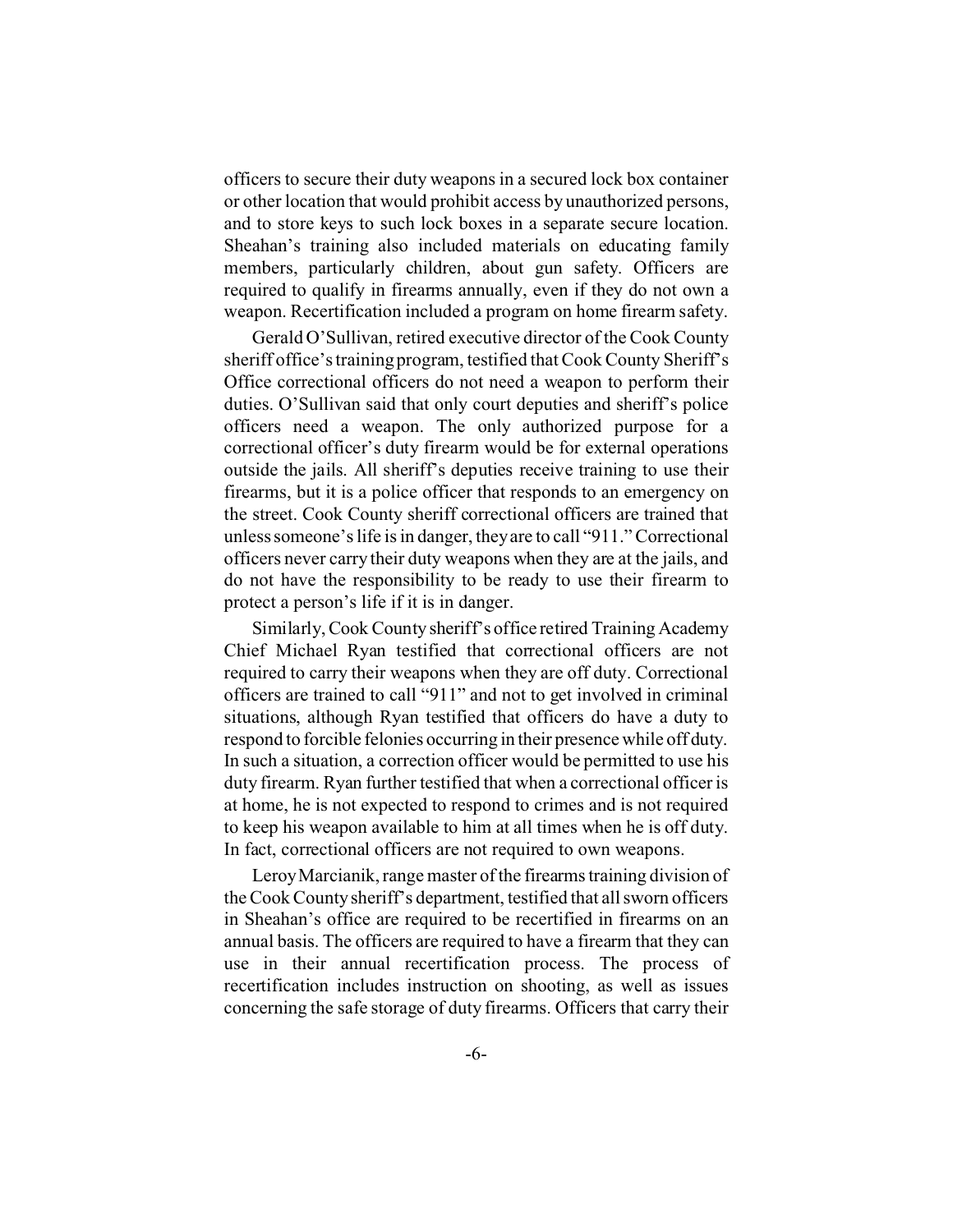officers to secure their duty weapons in a secured lock box container or other location that would prohibit access by unauthorized persons, and to store keys to such lock boxes in a separate secure location. Sheahan's training also included materials on educating family members, particularly children, about gun safety. Officers are required to qualify in firearms annually, even if they do not own a weapon. Recertification included a program on home firearm safety.

Gerald O'Sullivan, retired executive director of the Cook County sheriff office's training program, testified that Cook County Sheriff's Office correctional officers do not need a weapon to perform their duties. O'Sullivan said that only court deputies and sheriff's police officers need a weapon. The only authorized purpose for a correctional officer's duty firearm would be for external operations outside the jails. All sheriff's deputies receive training to use their firearms, but it is a police officer that responds to an emergency on the street. Cook County sheriff correctional officers are trained that unless someone's life is in danger, they are to call "911." Correctional officers never carry their duty weapons when they are at the jails, and do not have the responsibility to be ready to use their firearm to protect a person's life if it is in danger.

Similarly, Cook County sheriff's office retired Training Academy Chief Michael Ryan testified that correctional officers are not required to carry their weapons when they are off duty. Correctional officers are trained to call "911" and not to get involved in criminal situations, although Ryan testified that officers do have a duty to respond to forcible felonies occurring in their presence while off duty. In such a situation, a correction officer would be permitted to use his duty firearm. Ryan further testified that when a correctional officer is at home, he is not expected to respond to crimes and is not required to keep his weapon available to him at all times when he is off duty. In fact, correctional officers are not required to own weapons.

Leroy Marcianik, range master of the firearms training division of the Cook County sheriff's department, testified that all sworn officers in Sheahan's office are required to be recertified in firearms on an annual basis. The officers are required to have a firearm that they can use in their annual recertification process. The process of recertification includes instruction on shooting, as well as issues concerning the safe storage of duty firearms. Officers that carry their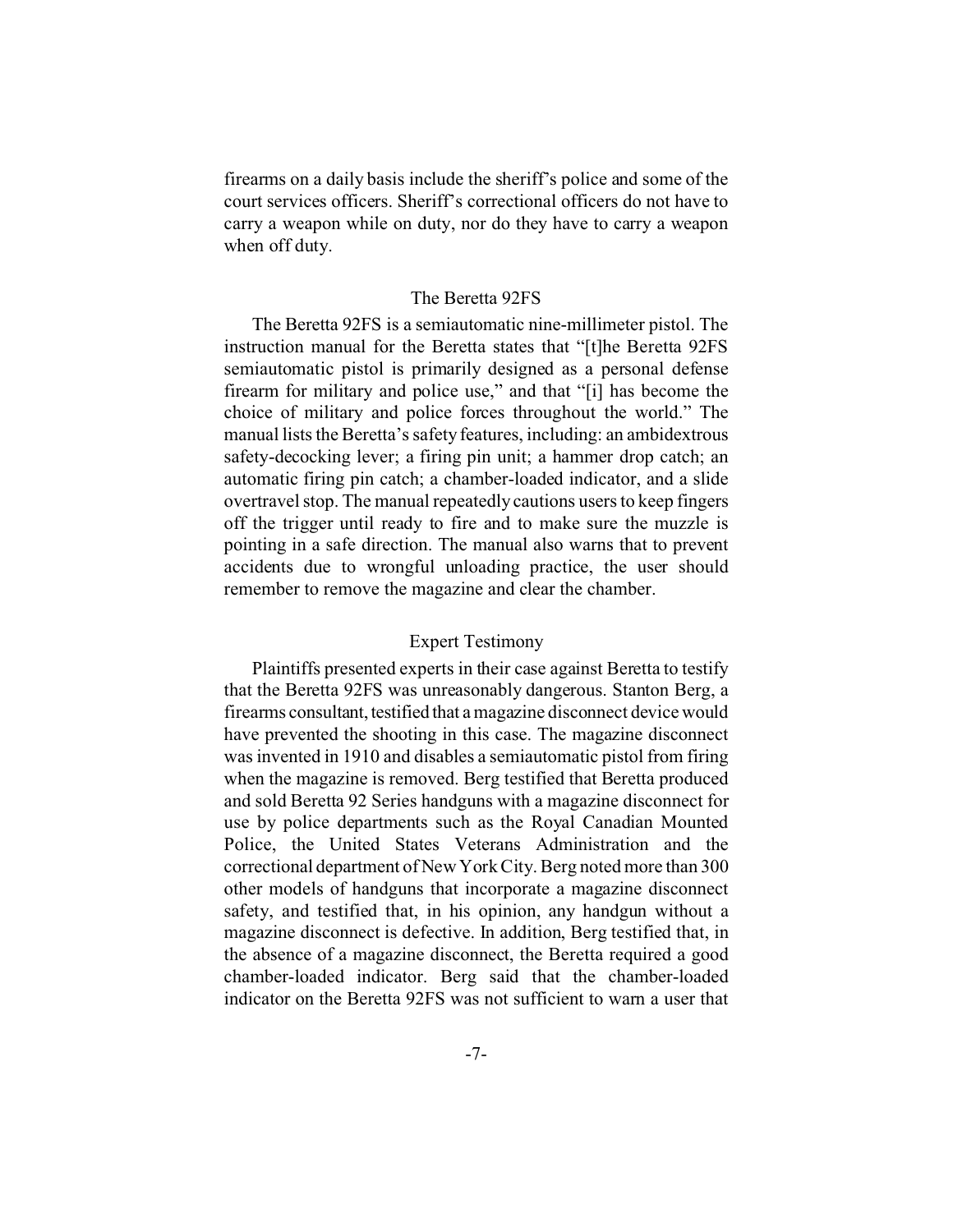firearms on a daily basis include the sheriff's police and some of the court services officers. Sheriff's correctional officers do not have to carry a weapon while on duty, nor do they have to carry a weapon when off duty.

### The Beretta 92FS

The Beretta 92FS is a semiautomatic nine-millimeter pistol. The instruction manual for the Beretta states that "[t]he Beretta 92FS semiautomatic pistol is primarily designed as a personal defense firearm for military and police use," and that "[i] has become the choice of military and police forces throughout the world." The manual lists the Beretta's safety features, including: an ambidextrous safety-decocking lever; a firing pin unit; a hammer drop catch; an automatic firing pin catch; a chamber-loaded indicator, and a slide overtravel stop. The manual repeatedly cautions users to keep fingers off the trigger until ready to fire and to make sure the muzzle is pointing in a safe direction. The manual also warns that to prevent accidents due to wrongful unloading practice, the user should remember to remove the magazine and clear the chamber.

### Expert Testimony

Plaintiffs presented experts in their case against Beretta to testify that the Beretta 92FS was unreasonably dangerous. Stanton Berg, a firearms consultant, testified that a magazine disconnect device would have prevented the shooting in this case. The magazine disconnect was invented in 1910 and disables a semiautomatic pistol from firing when the magazine is removed. Berg testified that Beretta produced and sold Beretta 92 Series handguns with a magazine disconnect for use by police departments such as the Royal Canadian Mounted Police, the United States Veterans Administration and the correctional department of New York City. Berg noted more than 300 other models of handguns that incorporate a magazine disconnect safety, and testified that, in his opinion, any handgun without a magazine disconnect is defective. In addition, Berg testified that, in the absence of a magazine disconnect, the Beretta required a good chamber-loaded indicator. Berg said that the chamber-loaded indicator on the Beretta 92FS was not sufficient to warn a user that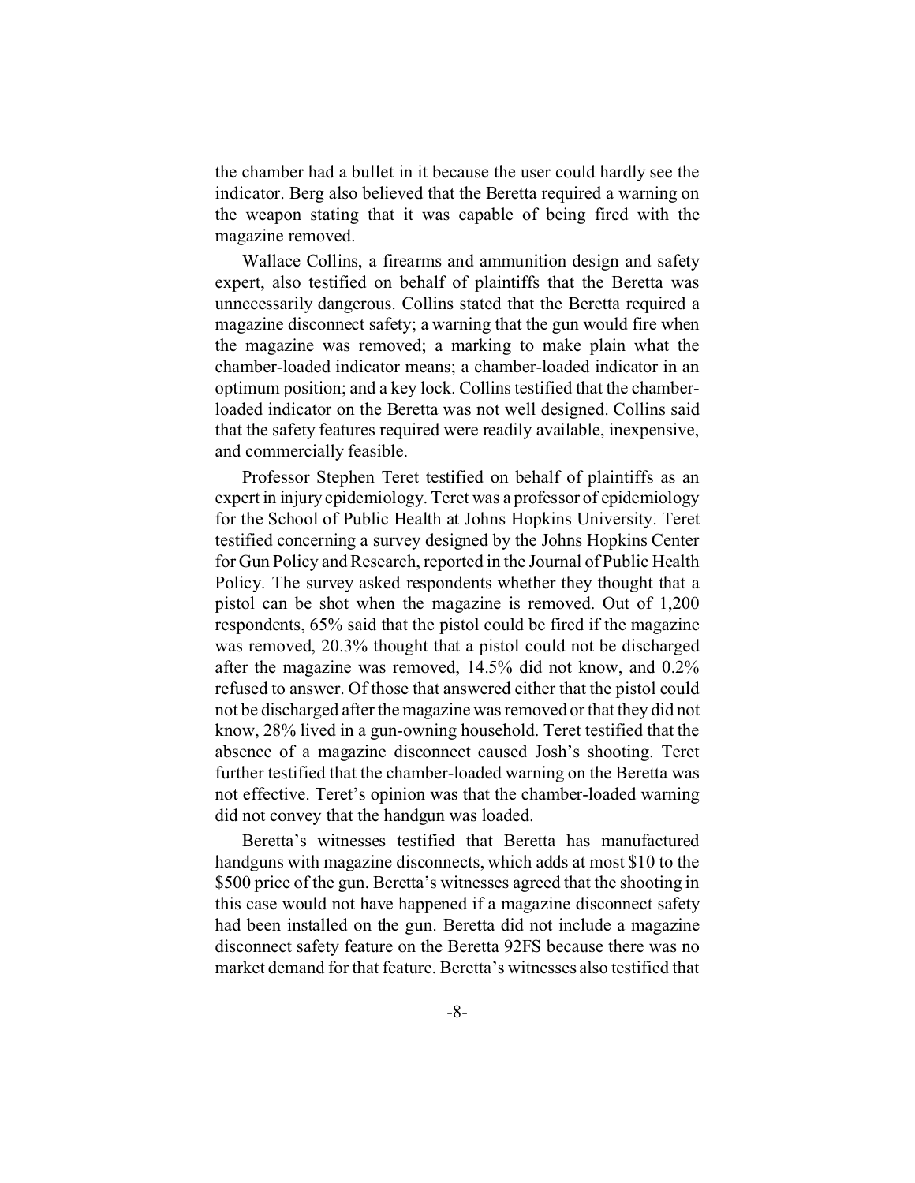the chamber had a bullet in it because the user could hardly see the indicator. Berg also believed that the Beretta required a warning on the weapon stating that it was capable of being fired with the magazine removed.

Wallace Collins, a firearms and ammunition design and safety expert, also testified on behalf of plaintiffs that the Beretta was unnecessarily dangerous. Collins stated that the Beretta required a magazine disconnect safety; a warning that the gun would fire when the magazine was removed; a marking to make plain what the chamber-loaded indicator means; a chamber-loaded indicator in an optimum position; and a key lock. Collins testified that the chamber-loaded indicator on the Beretta was not well designed. Collins said that the safety features required were readily available, inexpensive, and commercially feasible.

Professor Stephen Teret testified on behalf of plaintiffs as an expert in injury epidemiology. Teret was a professor of epidemiology for the School of Public Health at Johns Hopkins University. Teret testified concerning a survey designed by the Johns Hopkins Center for Gun Policy and Research, reported in the Journal of Public Health Policy. The survey asked respondents whether they thought that a pistol can be shot when the magazine is removed. Out of 1,200 respondents, 65% said that the pistol could be fired if the magazine was removed, 20.3% thought that a pistol could not be discharged after the magazine was removed, 14.5% did not know, and 0.2% refused to answer. Of those that answered either that the pistol could not be discharged after the magazine was removed or that they did not know, 28% lived in a gun-owning household. Teret testified that the absence of a magazine disconnect caused Josh's shooting. Teret further testified that the chamber-loaded warning on the Beretta was not effective. Teret's opinion was that the chamber-loaded warning did not convey that the handgun was loaded.

Beretta's witnesses testified that Beretta has manufactured handguns with magazine disconnects, which adds at most $10 to the $500 price of the gun. Beretta's witnesses agreed that the shooting in this case would not have happened if a magazine disconnect safety had been installed on the gun. Beretta did not include a magazine disconnect safety feature on the Beretta 92FS because there was no market demand for that feature. Beretta's witnesses also testified that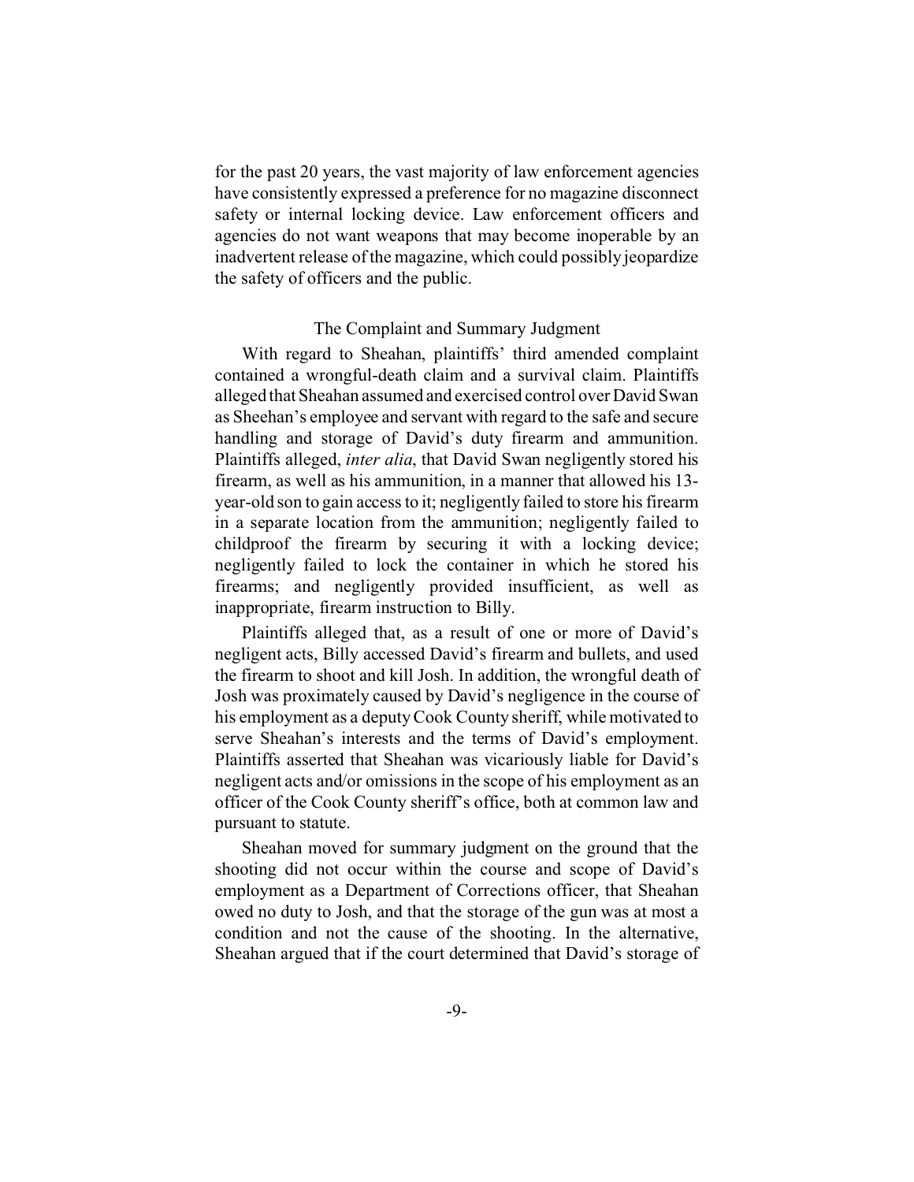for the past 20 years, the vast majority of law enforcement agencies have consistently expressed a preference for no magazine disconnect safety or internal locking device. Law enforcement officers and agencies do not want weapons that may become inoperable by an inadvertent release of the magazine, which could possibly jeopardize the safety of officers and the public.

## The Complaint and Summary Judgment

With regard to Sheahan, plaintiffs' third amended complaint contained a wrongful-death claim and a survival claim. Plaintiffs alleged that Sheahan assumed and exercised control over David Swan as Sheahan's employee and servant with regard to the safe and secure handling and storage of David's duty firearm and ammunition. Plaintiffs alleged, *inter alia*, that David Swan negligently stored his firearm, as well as his ammunition, in a manner that allowed his 13-year-old son to gain access to it; negligently failed to store his firearm in a separate location from the ammunition; negligently failed to childproof the firearm by securing it with a locking device; negligently failed to lock the container in which he stored his firearms; and negligently provided insufficient, as well as inappropriate, firearm instruction to Billy.

Plaintiffs alleged that, as a result of one or more of David's negligent acts, Billy accessed David's firearm and bullets, and used the firearm to shoot and kill Josh. In addition, the wrongful death of Josh was proximately caused by David's negligence in the course of his employment as a deputy Cook County sheriff, while motivated to serve Sheahan's interests and the terms of David's employment. Plaintiffs asserted that Sheahan was vicariously liable for David's negligent acts and/or omissions in the scope of his employment as an officer of the Cook County sheriff's office, both at common law and pursuant to statute.

Sheahan moved for summary judgment on the ground that the shooting did not occur within the course and scope of David's employment as a Department of Corrections officer, that Sheahan owed no duty to Josh, and that the storage of the gun was at most a condition and not the cause of the shooting. In the alternative, Sheahan argued that if the court determined that David's storage of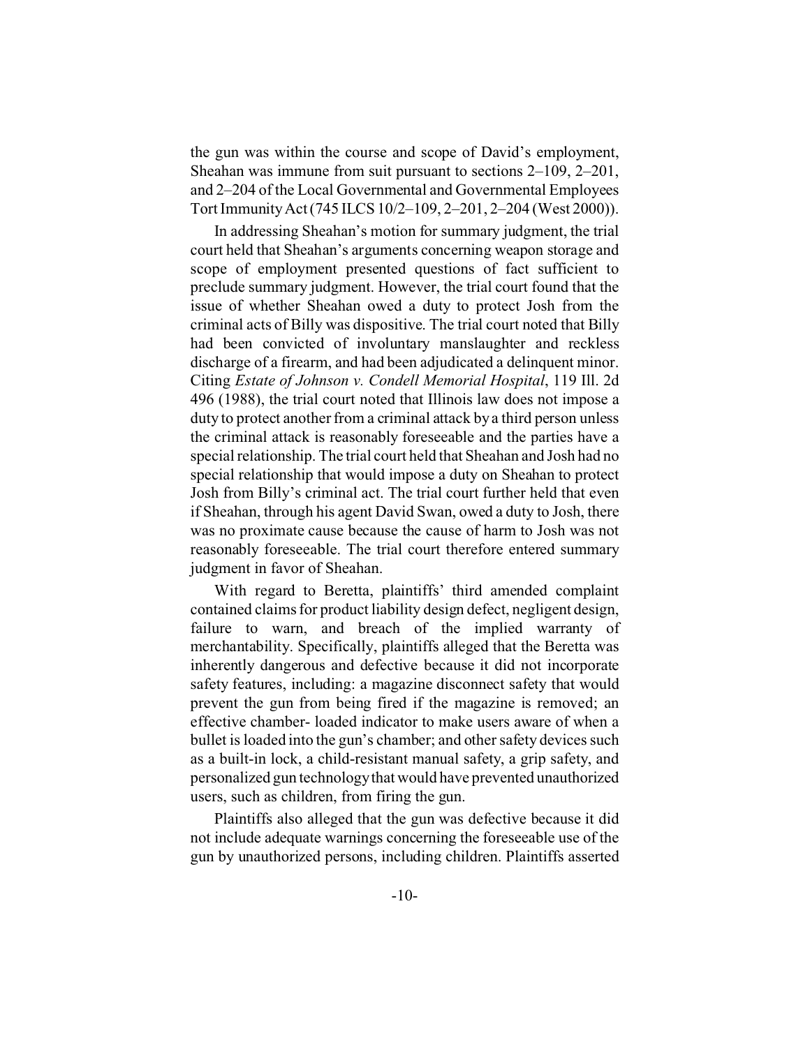the gun was within the course and scope of David's employment, Sheahan was immune from suit pursuant to sections 2–109, 2–201, and 2–204 of the Local Governmental and Governmental Employees Tort Immunity Act (745 ILCS 10/2–109, 2–201, 2–204 (West 2000)).

In addressing Sheahan's motion for summary judgment, the trial court held that Sheahan's arguments concerning weapon storage and scope of employment presented questions of fact sufficient to preclude summary judgment. However, the trial court found that the issue of whether Sheahan owed a duty to protect Josh from the criminal acts of Billy was dispositive. The trial court noted that Billy had been convicted of involuntary manslaughter and reckless discharge of a firearm, and had been adjudicated a delinquent minor. Citing *Estate of Johnson v. Condell Memorial Hospital*, 119 Ill. 2d 496 (1988), the trial court noted that Illinois law does not impose a duty to protect another from a criminal attack by a third person unless the criminal attack is reasonably foreseeable and the parties have a special relationship. The trial court held that Sheahan and Josh had no special relationship that would impose a duty on Sheahan to protect Josh from Billy's criminal act. The trial court further held that even if Sheahan, through his agent David Swan, owed a duty to Josh, there was no proximate cause because the cause of harm to Josh was not reasonably foreseeable. The trial court therefore entered summary judgment in favor of Sheahan.

With regard to Beretta, plaintiffs' third amended complaint contained claims for product liability design defect, negligent design, failure to warn, and breach of the implied warranty of merchantability. Specifically, plaintiffs alleged that the Beretta was inherently dangerous and defective because it did not incorporate safety features, including: a magazine disconnect safety that would prevent the gun from being fired if the magazine is removed; an effective chamber- loaded indicator to make users aware of when a bullet is loaded into the gun's chamber; and other safety devices such as a built-in lock, a child-resistant manual safety, a grip safety, and personalized gun technology that would have prevented unauthorized users, such as children, from firing the gun.

Plaintiffs also alleged that the gun was defective because it did not include adequate warnings concerning the foreseeable use of the gun by unauthorized persons, including children. Plaintiffs asserted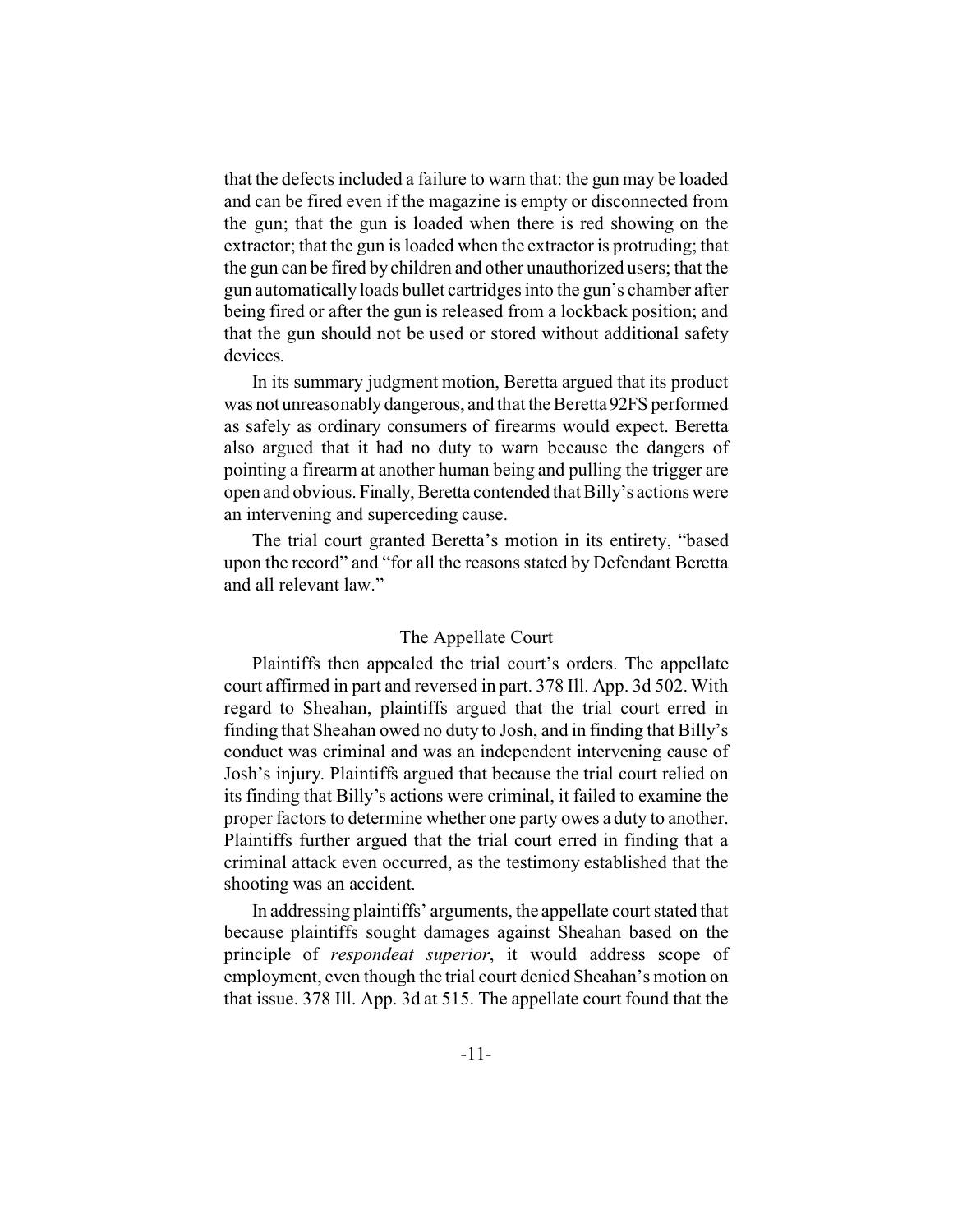that the defects included a failure to warn that: the gun may be loaded and can be fired even if the magazine is empty or disconnected from the gun; that the gun is loaded when there is red showing on the extractor; that the gun is loaded when the extractor is protruding; that the gun can be fired by children and other unauthorized users; that the gun automatically loads bullet cartridges into the gun's chamber after being fired or after the gun is released from a lockback position; and that the gun should not be used or stored without additional safety devices.

In its summary judgment motion, Beretta argued that its product was not unreasonably dangerous, and that the Beretta 92FS performed as safely as ordinary consumers of firearms would expect. Beretta also argued that it had no duty to warn because the dangers of pointing a firearm at another human being and pulling the trigger are open and obvious. Finally, Beretta contended that Billy's actions were an intervening and superceding cause.

The trial court granted Beretta's motion in its entirety, "based upon the record" and "for all the reasons stated by Defendant Beretta and all relevant law."

## The Appellate Court

Plaintiffs then appealed the trial court's orders. The appellate court affirmed in part and reversed in part. 378 Ill. App. 3d 502. With regard to Sheahan, plaintiffs argued that the trial court erred in finding that Sheahan owed no duty to Josh, and in finding that Billy's conduct was criminal and was an independent intervening cause of Josh's injury. Plaintiffs argued that because the trial court relied on its finding that Billy's actions were criminal, it failed to examine the proper factors to determine whether one party owes a duty to another. Plaintiffs further argued that the trial court erred in finding that a criminal attack even occurred, as the testimony established that the shooting was an accident.

In addressing plaintiffs' arguments, the appellate court stated that because plaintiffs sought damages against Sheahan based on the principle of *respondeat superior*, it would address scope of employment, even though the trial court denied Sheahan's motion on that issue. 378 Ill. App. 3d at 515. The appellate court found that the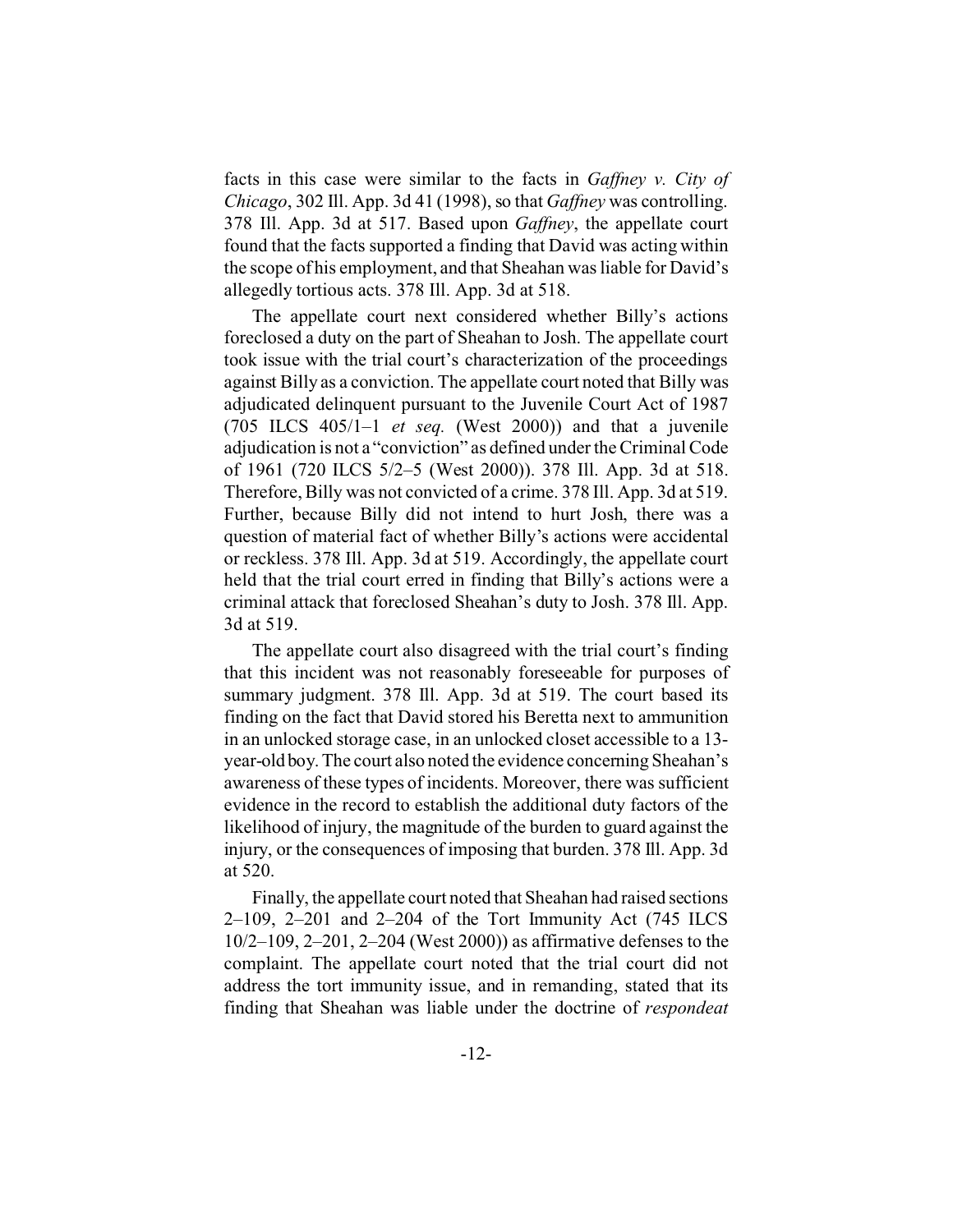facts in this case were similar to the facts in *Gaffney v. City of Chicago*, 302 Ill. App. 3d 41 (1998), so that *Gaffney* was controlling. 378 Ill. App. 3d at 517. Based upon *Gaffney*, the appellate court found that the facts supported a finding that David was acting within the scope of his employment, and that Sheahan was liable for David's allegedly tortious acts. 378 Ill. App. 3d at 518.

The appellate court next considered whether Billy's actions foreclosed a duty on the part of Sheahan to Josh. The appellate court took issue with the trial court's characterization of the proceedings against Billy as a conviction. The appellate court noted that Billy was adjudicated delinquent pursuant to the Juvenile Court Act of 1987 (705 ILCS 405/1–1 *et seq.* (West 2000)) and that a juvenile adjudication is not a "conviction" as defined under the Criminal Code of 1961 (720 ILCS 5/2–5 (West 2000)). 378 Ill. App. 3d at 518. Therefore, Billy was not convicted of a crime. 378 Ill. App. 3d at 519. Further, because Billy did not intend to hurt Josh, there was a question of material fact of whether Billy's actions were accidental or reckless. 378 Ill. App. 3d at 519. Accordingly, the appellate court held that the trial court erred in finding that Billy's actions were a criminal attack that foreclosed Sheahan's duty to Josh. 378 Ill. App. 3d at 519.

The appellate court also disagreed with the trial court's finding that this incident was not reasonably foreseeable for purposes of summary judgment. 378 Ill. App. 3d at 519. The court based its finding on the fact that David stored his Beretta next to ammunition in an unlocked storage case, in an unlocked closet accessible to a 13-year-old boy. The court also noted the evidence concerning Sheahan's awareness of these types of incidents. Moreover, there was sufficient evidence in the record to establish the additional duty factors of the likelihood of injury, the magnitude of the burden to guard against the injury, or the consequences of imposing that burden. 378 Ill. App. 3d at 520.

Finally, the appellate court noted that Sheahan had raised sections 2–109, 2–201 and 2–204 of the Tort Immunity Act (745 ILCS 10/2–109, 2–201, 2–204 (West 2000)) as affirmative defenses to the complaint. The appellate court noted that the trial court did not address the tort immunity issue, and in remanding, stated that its finding that Sheahan was liable under the doctrine of *respondeat*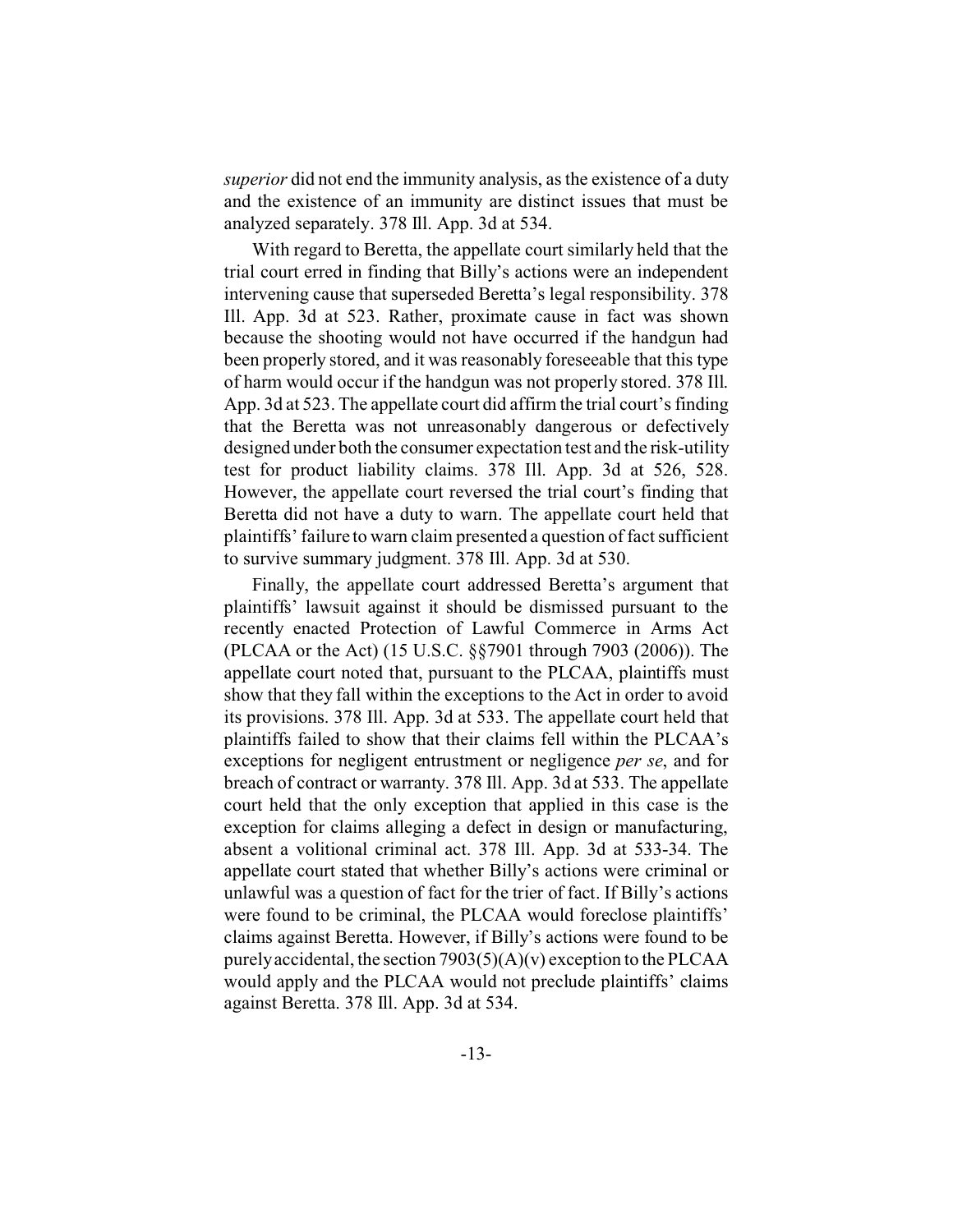*superior* did not end the immunity analysis, as the existence of a duty and the existence of an immunity are distinct issues that must be analyzed separately. 378 Ill. App. 3d at 534.

With regard to Beretta, the appellate court similarly held that the trial court erred in finding that Billy's actions were an independent intervening cause that superseded Beretta's legal responsibility. 378 Ill. App. 3d at 523. Rather, proximate cause in fact was shown because the shooting would not have occurred if the handgun had been properly stored, and it was reasonably foreseeable that this type of harm would occur if the handgun was not properly stored. 378 Ill. App. 3d at 523. The appellate court did affirm the trial court's finding that the Beretta was not unreasonably dangerous or defectively designed under both the consumer expectation test and the risk-utility test for product liability claims. 378 Ill. App. 3d at 526, 528. However, the appellate court reversed the trial court's finding that Beretta did not have a duty to warn. The appellate court held that plaintiffs' failure to warn claim presented a question of fact sufficient to survive summary judgment. 378 Ill. App. 3d at 530.

Finally, the appellate court addressed Beretta's argument that plaintiffs' lawsuit against it should be dismissed pursuant to the recently enacted Protection of Lawful Commerce in Arms Act (PLCAA or the Act) (15 U.S.C. §§7901 through 7903 (2006)). The appellate court noted that, pursuant to the PLCAA, plaintiffs must show that they fall within the exceptions to the Act in order to avoid its provisions. 378 Ill. App. 3d at 533. The appellate court held that plaintiffs failed to show that their claims fell within the PLCAA's exceptions for negligent entrustment or negligence *per se*, and for breach of contract or warranty. 378 Ill. App. 3d at 533. The appellate court held that the only exception that applied in this case is the exception for claims alleging a defect in design or manufacturing, absent a volitional criminal act. 378 Ill. App. 3d at 533-34. The appellate court stated that whether Billy's actions were criminal or unlawful was a question of fact for the trier of fact. If Billy's actions were found to be criminal, the PLCAA would foreclose plaintiffs' claims against Beretta. However, if Billy's actions were found to be purely accidental, the section 7903(5)(A)(v) exception to the PLCAA would apply and the PLCAA would not preclude plaintiffs' claims against Beretta. 378 Ill. App. 3d at 534.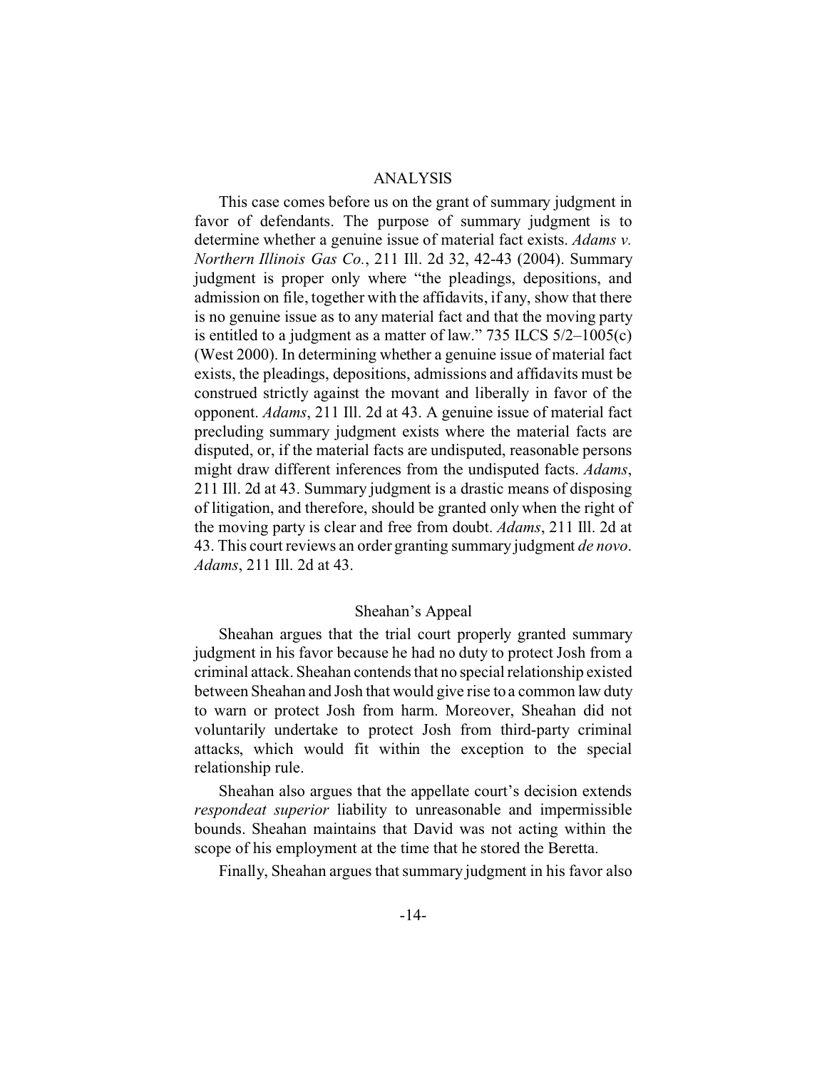## ANALYSIS

This case comes before us on the grant of summary judgment in favor of defendants. The purpose of summary judgment is to determine whether a genuine issue of material fact exists. *Adams v. Northern Illinois Gas Co.*, 211 Ill. 2d 32, 42-43 (2004). Summary judgment is proper only where "the pleadings, depositions, and admission on file, together with the affidavits, if any, show that there is no genuine issue as to any material fact and that the moving party is entitled to a judgment as a matter of law." 735 ILCS 5/2–1005(c) (West 2000). In determining whether a genuine issue of material fact exists, the pleadings, depositions, admissions and affidavits must be construed strictly against the movant and liberally in favor of the opponent. *Adams*, 211 Ill. 2d at 43. A genuine issue of material fact precluding summary judgment exists where the material facts are disputed, or, if the material facts are undisputed, reasonable persons might draw different inferences from the undisputed facts. *Adams*, 211 Ill. 2d at 43. Summary judgment is a drastic means of disposing of litigation, and therefore, should be granted only when the right of the moving party is clear and free from doubt. *Adams*, 211 Ill. 2d at 43. This court reviews an order granting summary judgment *de novo*. *Adams*, 211 Ill. 2d at 43.

### Sheahan's Appeal

Sheahan argues that the trial court properly granted summary judgment in his favor because he had no duty to protect Josh from a criminal attack. Sheahan contends that no special relationship existed between Sheahan and Josh that would give rise to a common law duty to warn or protect Josh from harm. Moreover, Sheahan did not voluntarily undertake to protect Josh from third-party criminal attacks, which would fit within the exception to the special relationship rule.

Sheahan also argues that the appellate court's decision extends *respondeat superior* liability to unreasonable and impermissible bounds. Sheahan maintains that David was not acting within the scope of his employment at the time that he stored the Beretta.

Finally, Sheahan argues that summary judgment in his favor also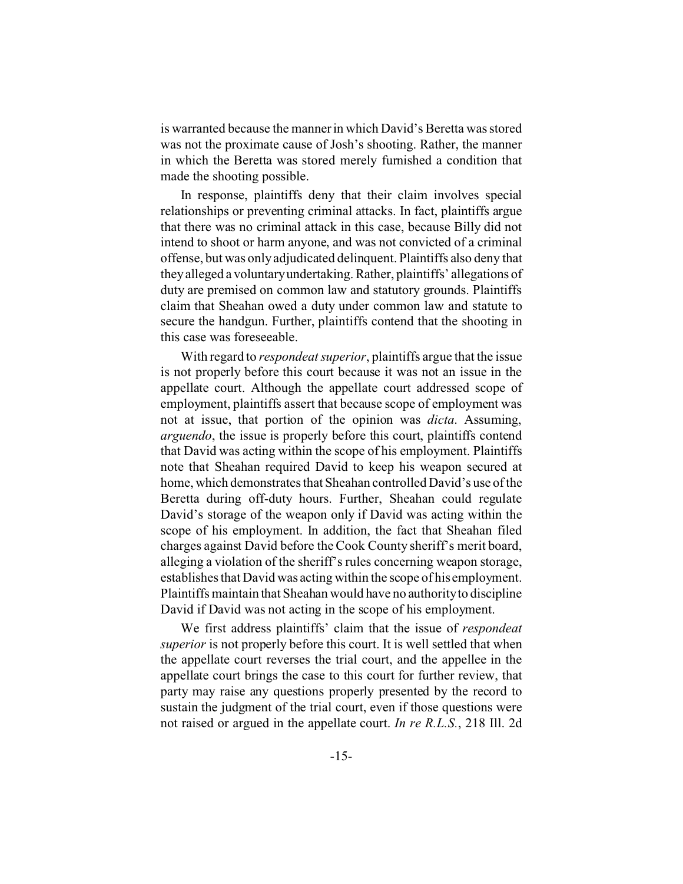is warranted because the manner in which David's Beretta was stored was not the proximate cause of Josh's shooting. Rather, the manner in which the Beretta was stored merely furnished a condition that made the shooting possible.

In response, plaintiffs deny that their claim involves special relationships or preventing criminal attacks. In fact, plaintiffs argue that there was no criminal attack in this case, because Billy did not intend to shoot or harm anyone, and was not convicted of a criminal offense, but was only adjudicated delinquent. Plaintiffs also deny that they alleged a voluntary undertaking. Rather, plaintiffs' allegations of duty are premised on common law and statutory grounds. Plaintiffs claim that Sheahan owed a duty under common law and statute to secure the handgun. Further, plaintiffs contend that the shooting in this case was foreseeable.

With regard to *respondeat superior*, plaintiffs argue that the issue is not properly before this court because it was not an issue in the appellate court. Although the appellate court addressed scope of employment, plaintiffs assert that because scope of employment was not at issue, that portion of the opinion was *dicta*. Assuming, *arguendo*, the issue is properly before this court, plaintiffs contend that David was acting within the scope of his employment. Plaintiffs note that Sheahan required David to keep his weapon secured at home, which demonstrates that Sheahan controlled David's use of the Beretta during off-duty hours. Further, Sheahan could regulate David's storage of the weapon only if David was acting within the scope of his employment. In addition, the fact that Sheahan filed charges against David before the Cook County sheriff's merit board, alleging a violation of the sheriff's rules concerning weapon storage, establishes that David was acting within the scope of his employment. Plaintiffs maintain that Sheahan would have no authority to discipline David if David was not acting in the scope of his employment.

We first address plaintiffs' claim that the issue of *respondeat superior* is not properly before this court. It is well settled that when the appellate court reverses the trial court, and the appellee in the appellate court brings the case to this court for further review, that party may raise any questions properly presented by the record to sustain the judgment of the trial court, even if those questions were not raised or argued in the appellate court. *In re R.L.S.*, 218 Ill. 2d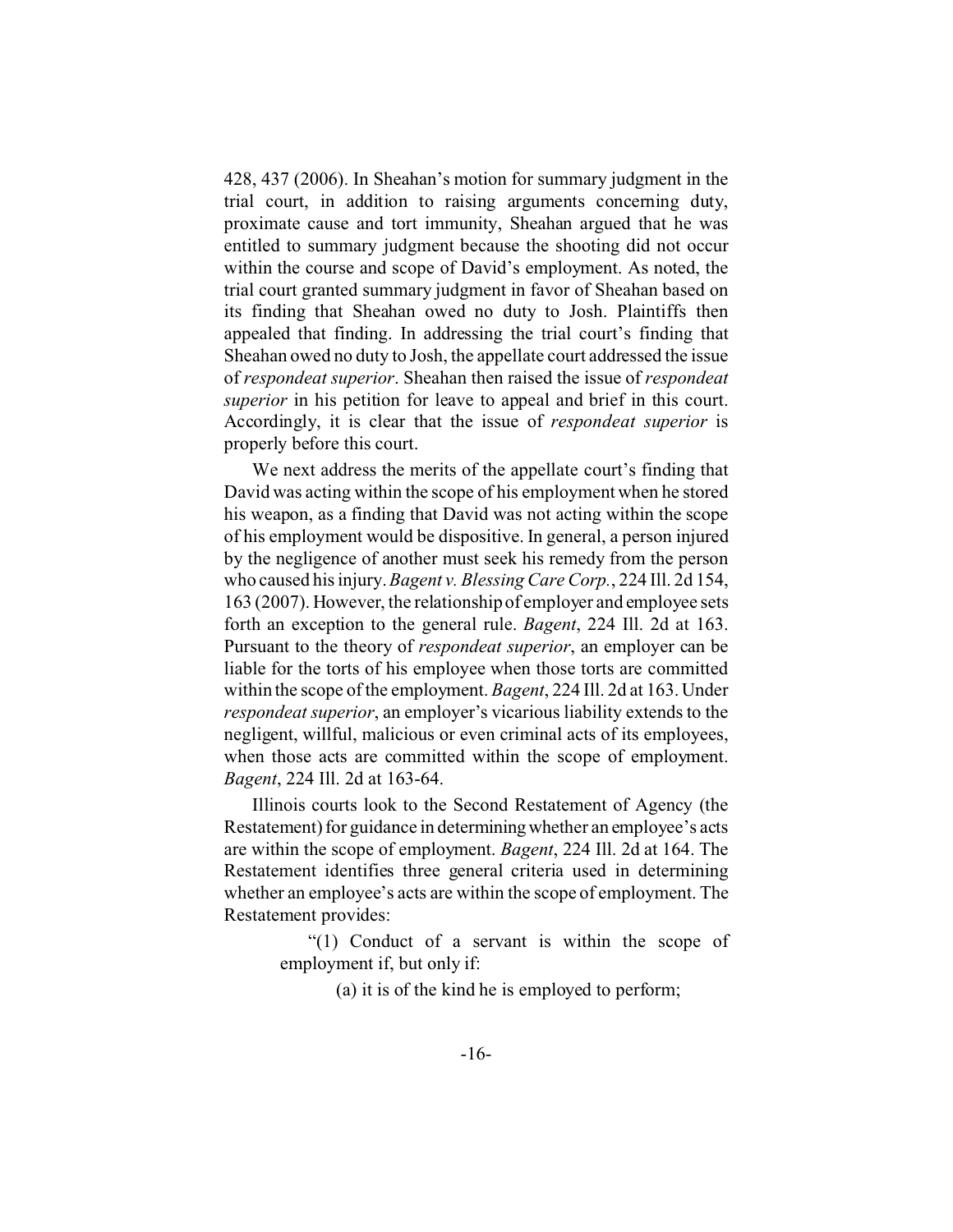428, 437 (2006). In Sheahan's motion for summary judgment in the trial court, in addition to raising arguments concerning duty, proximate cause and tort immunity, Sheahan argued that he was entitled to summary judgment because the shooting did not occur within the course and scope of David's employment. As noted, the trial court granted summary judgment in favor of Sheahan based on its finding that Sheahan owed no duty to Josh. Plaintiffs then appealed that finding. In addressing the trial court's finding that Sheahan owed no duty to Josh, the appellate court addressed the issue of *respondeat superior*. Sheahan then raised the issue of *respondeat superior* in his petition for leave to appeal and brief in this court. Accordingly, it is clear that the issue of *respondeat superior* is properly before this court.

We next address the merits of the appellate court's finding that David was acting within the scope of his employment when he stored his weapon, as a finding that David was not acting within the scope of his employment would be dispositive. In general, a person injured by the negligence of another must seek his remedy from the person who caused his injury. *Bagent v. Blessing Care Corp.*, 224 Ill. 2d 154, 163 (2007). However, the relationship of employer and employee sets forth an exception to the general rule. *Bagent*, 224 Ill. 2d at 163. Pursuant to the theory of *respondeat superior*, an employer can be liable for the torts of his employee when those torts are committed within the scope of the employment. *Bagent*, 224 Ill. 2d at 163. Under *respondeat superior*, an employer's vicarious liability extends to the negligent, willful, malicious or even criminal acts of its employees, when those acts are committed within the scope of employment. *Bagent*, 224 Ill. 2d at 163-64.

Illinois courts look to the Second Restatement of Agency (the Restatement) for guidance in determining whether an employee's acts are within the scope of employment. *Bagent*, 224 Ill. 2d at 164. The Restatement identifies three general criteria used in determining whether an employee's acts are within the scope of employment. The Restatement provides:

> "(1) Conduct of a servant is within the scope of employment if, but only if:
>
> (a) it is of the kind he is employed to perform;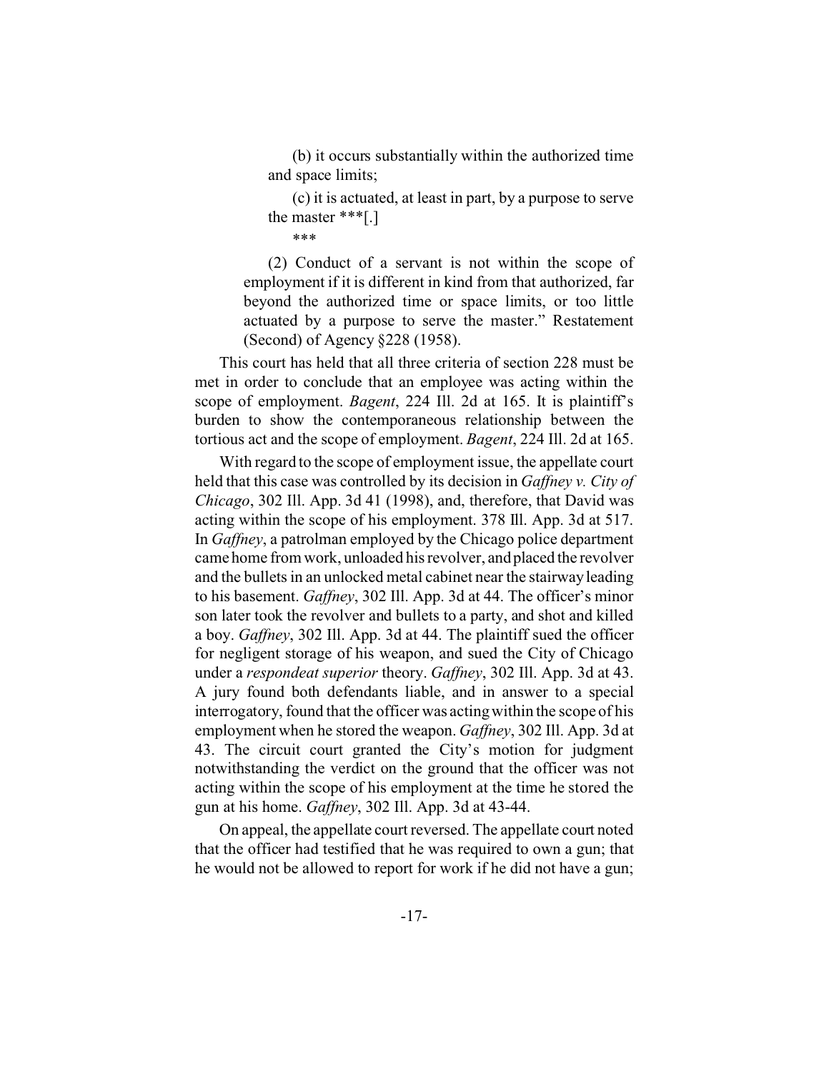> (b) it occurs substantially within the authorized time and space limits;
>
> (c) it is actuated, at least in part, by a purpose to serve the master ***[.]
>
> ***
>
> (2) Conduct of a servant is not within the scope of employment if it is different in kind from that authorized, far beyond the authorized time or space limits, or too little actuated by a purpose to serve the master." Restatement (Second) of Agency §228 (1958).

This court has held that all three criteria of section 228 must be met in order to conclude that an employee was acting within the scope of employment. *Bagent*, 224 Ill. 2d at 165. It is plaintiff's burden to show the contemporaneous relationship between the tortious act and the scope of employment. *Bagent*, 224 Ill. 2d at 165.

With regard to the scope of employment issue, the appellate court held that this case was controlled by its decision in *Gaffney v. City of Chicago*, 302 Ill. App. 3d 41 (1998), and, therefore, that David was acting within the scope of his employment. 378 Ill. App. 3d at 517. In *Gaffney*, a patrolman employed by the Chicago police department came home from work, unloaded his revolver, and placed the revolver and the bullets in an unlocked metal cabinet near the stairway leading to his basement. *Gaffney*, 302 Ill. App. 3d at 44. The officer's minor son later took the revolver and bullets to a party, and shot and killed a boy. *Gaffney*, 302 Ill. App. 3d at 44. The plaintiff sued the officer for negligent storage of his weapon, and sued the City of Chicago under a *respondeat superior* theory. *Gaffney*, 302 Ill. App. 3d at 43. A jury found both defendants liable, and in answer to a special interrogatory, found that the officer was acting within the scope of his employment when he stored the weapon. *Gaffney*, 302 Ill. App. 3d at 43. The circuit court granted the City's motion for judgment notwithstanding the verdict on the ground that the officer was not acting within the scope of his employment at the time he stored the gun at his home. *Gaffney*, 302 Ill. App. 3d at 43-44.

On appeal, the appellate court reversed. The appellate court noted that the officer had testified that he was required to own a gun; that he would not be allowed to report for work if he did not have a gun;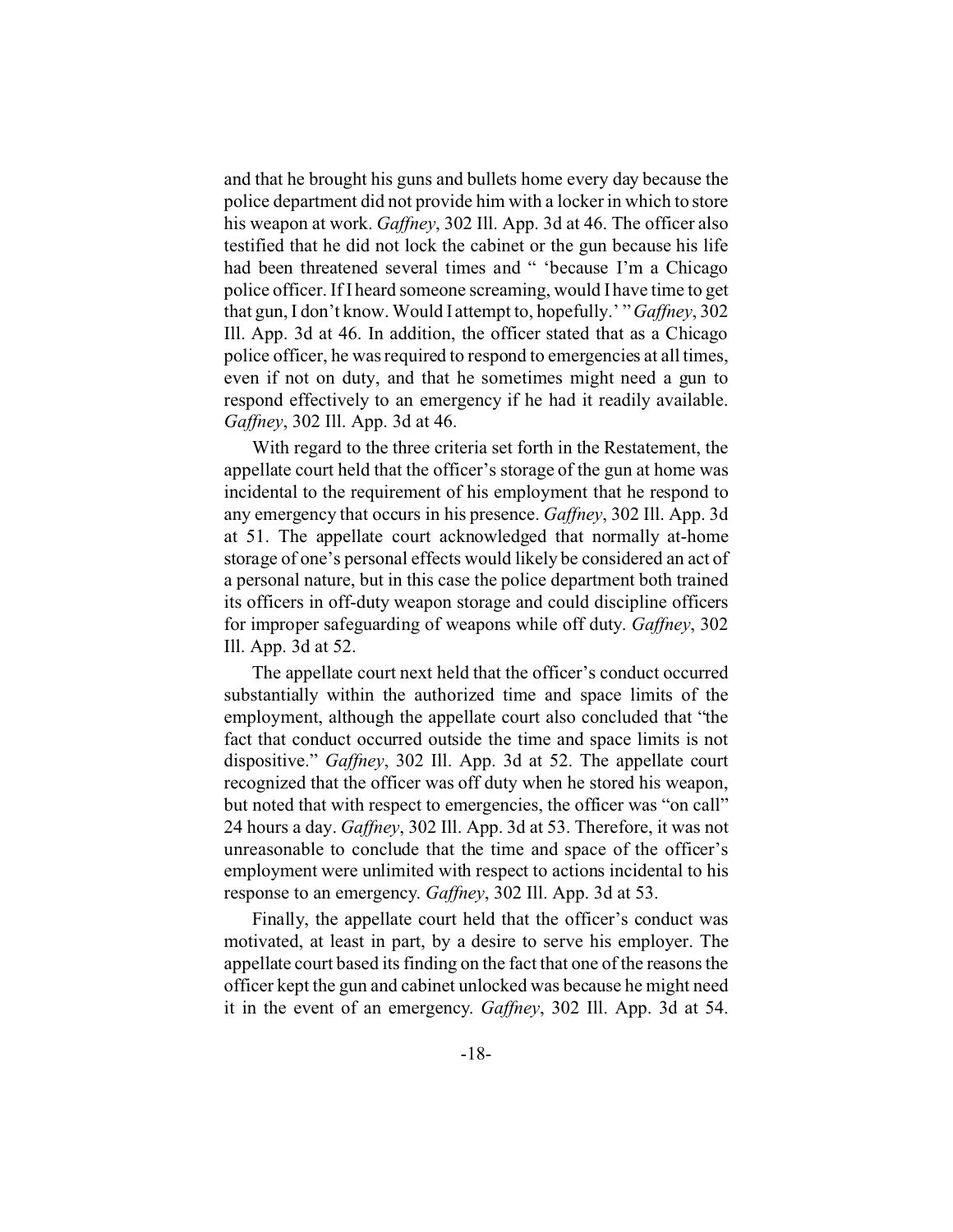and that he brought his guns and bullets home every day because the police department did not provide him with a locker in which to store his weapon at work. *Gaffney*, 302 Ill. App. 3d at 46. The officer also testified that he did not lock the cabinet or the gun because his life had been threatened several times and " 'because I'm a Chicago police officer. If I heard someone screaming, would I have time to get that gun, I don't know. Would I attempt to, hopefully.' " *Gaffney*, 302 Ill. App. 3d at 46. In addition, the officer stated that as a Chicago police officer, he was required to respond to emergencies at all times, even if not on duty, and that he sometimes might need a gun to respond effectively to an emergency if he had it readily available. *Gaffney*, 302 Ill. App. 3d at 46.

With regard to the three criteria set forth in the Restatement, the appellate court held that the officer's storage of the gun at home was incidental to the requirement of his employment that he respond to any emergency that occurs in his presence. *Gaffney*, 302 Ill. App. 3d at 51. The appellate court acknowledged that normally at-home storage of one's personal effects would likely be considered an act of a personal nature, but in this case the police department both trained its officers in off-duty weapon storage and could discipline officers for improper safeguarding of weapons while off duty. *Gaffney*, 302 Ill. App. 3d at 52.

The appellate court next held that the officer's conduct occurred substantially within the authorized time and space limits of the employment, although the appellate court also concluded that "the fact that conduct occurred outside the time and space limits is not dispositive." *Gaffney*, 302 Ill. App. 3d at 52. The appellate court recognized that the officer was off duty when he stored his weapon, but noted that with respect to emergencies, the officer was "on call" 24 hours a day. *Gaffney*, 302 Ill. App. 3d at 53. Therefore, it was not unreasonable to conclude that the time and space of the officer's employment were unlimited with respect to actions incidental to his response to an emergency. *Gaffney*, 302 Ill. App. 3d at 53.

Finally, the appellate court held that the officer's conduct was motivated, at least in part, by a desire to serve his employer. The appellate court based its finding on the fact that one of the reasons the officer kept the gun and cabinet unlocked was because he might need it in the event of an emergency. *Gaffney*, 302 Ill. App. 3d at 54.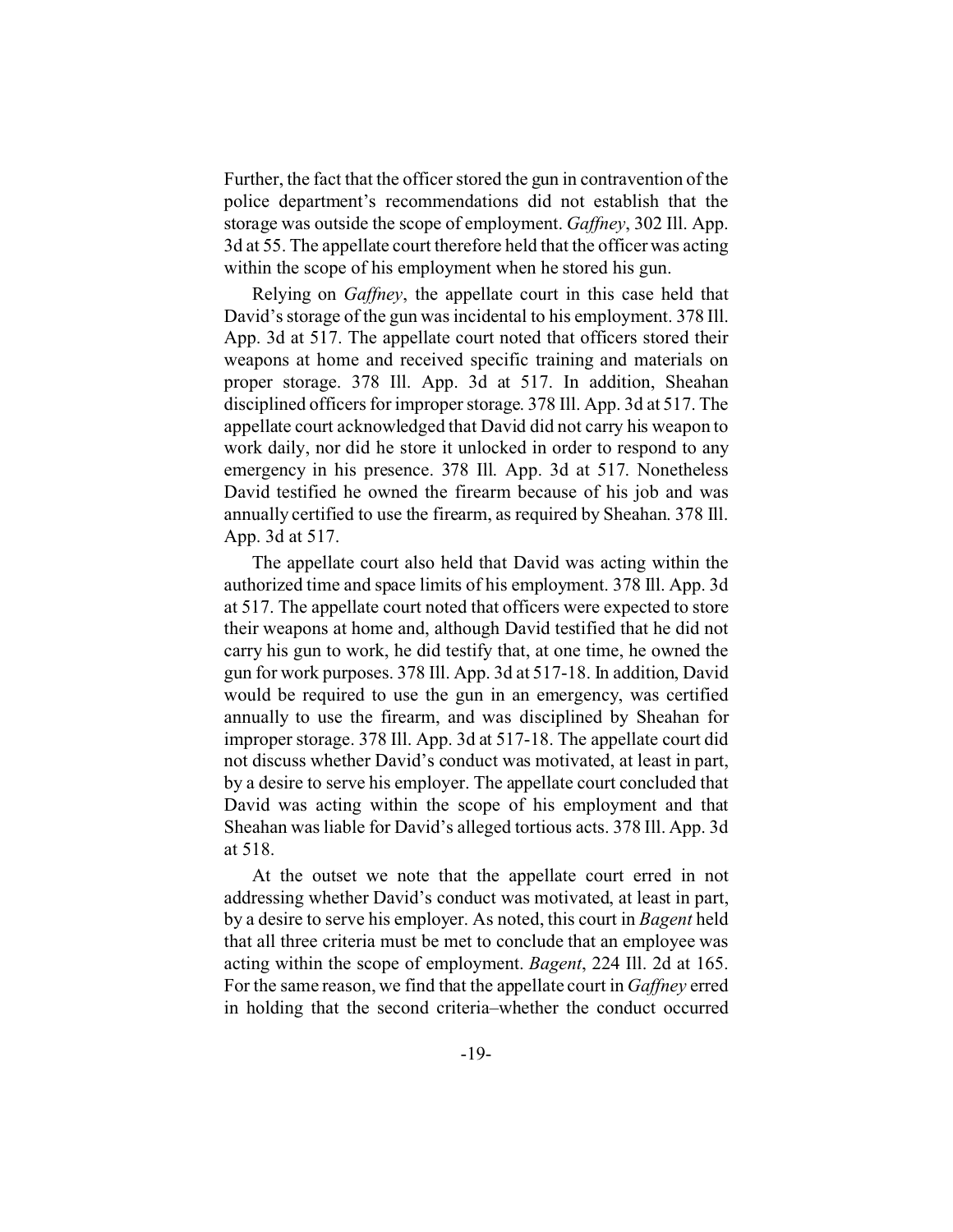Further, the fact that the officer stored the gun in contravention of the police department's recommendations did not establish that the storage was outside the scope of employment. *Gaffney*, 302 Ill. App. 3d at 55. The appellate court therefore held that the officer was acting within the scope of his employment when he stored his gun.

Relying on *Gaffney*, the appellate court in this case held that David's storage of the gun was incidental to his employment. 378 Ill. App. 3d at 517. The appellate court noted that officers stored their weapons at home and received specific training and materials on proper storage. 378 Ill. App. 3d at 517. In addition, Sheahan disciplined officers for improper storage. 378 Ill. App. 3d at 517. The appellate court acknowledged that David did not carry his weapon to work daily, nor did he store it unlocked in order to respond to any emergency in his presence. 378 Ill. App. 3d at 517. Nonetheless David testified he owned the firearm because of his job and was annually certified to use the firearm, as required by Sheahan. 378 Ill. App. 3d at 517.

The appellate court also held that David was acting within the authorized time and space limits of his employment. 378 Ill. App. 3d at 517. The appellate court noted that officers were expected to store their weapons at home and, although David testified that he did not carry his gun to work, he did testify that, at one time, he owned the gun for work purposes. 378 Ill. App. 3d at 517-18. In addition, David would be required to use the gun in an emergency, was certified annually to use the firearm, and was disciplined by Sheahan for improper storage. 378 Ill. App. 3d at 517-18. The appellate court did not discuss whether David's conduct was motivated, at least in part, by a desire to serve his employer. The appellate court concluded that David was acting within the scope of his employment and that Sheahan was liable for David's alleged tortious acts. 378 Ill. App. 3d at 518.

At the outset we note that the appellate court erred in not addressing whether David's conduct was motivated, at least in part, by a desire to serve his employer. As noted, this court in *Bagent* held that all three criteria must be met to conclude that an employee was acting within the scope of employment. *Bagent*, 224 Ill. 2d at 165. For the same reason, we find that the appellate court in *Gaffney* erred in holding that the second criteria–whether the conduct occurred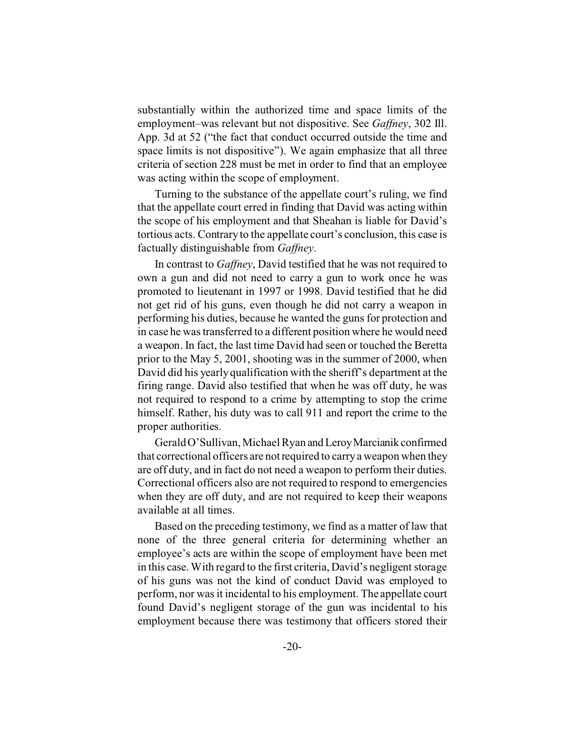substantially within the authorized time and space limits of the employment–was relevant but not dispositive. See *Gaffney*, 302 Ill. App. 3d at 52 ("the fact that conduct occurred outside the time and space limits is not dispositive"). We again emphasize that all three criteria of section 228 must be met in order to find that an employee was acting within the scope of employment.

Turning to the substance of the appellate court's ruling, we find that the appellate court erred in finding that David was acting within the scope of his employment and that Sheahan is liable for David's tortious acts. Contrary to the appellate court's conclusion, this case is factually distinguishable from *Gaffney*.

In contrast to *Gaffney*, David testified that he was not required to own a gun and did not need to carry a gun to work once he was promoted to lieutenant in 1997 or 1998. David testified that he did not get rid of his guns, even though he did not carry a weapon in performing his duties, because he wanted the guns for protection and in case he was transferred to a different position where he would need a weapon. In fact, the last time David had seen or touched the Beretta prior to the May 5, 2001, shooting was in the summer of 2000, when David did his yearly qualification with the sheriff's department at the firing range. David also testified that when he was off duty, he was not required to respond to a crime by attempting to stop the crime himself. Rather, his duty was to call 911 and report the crime to the proper authorities.

Gerald O'Sullivan, Michael Ryan and Leroy Marcianik confirmed that correctional officers are not required to carry a weapon when they are off duty, and in fact do not need a weapon to perform their duties. Correctional officers also are not required to respond to emergencies when they are off duty, and are not required to keep their weapons available at all times.

Based on the preceding testimony, we find as a matter of law that none of the three general criteria for determining whether an employee's acts are within the scope of employment have been met in this case. With regard to the first criteria, David's negligent storage of his guns was not the kind of conduct David was employed to perform, nor was it incidental to his employment. The appellate court found David's negligent storage of the gun was incidental to his employment because there was testimony that officers stored their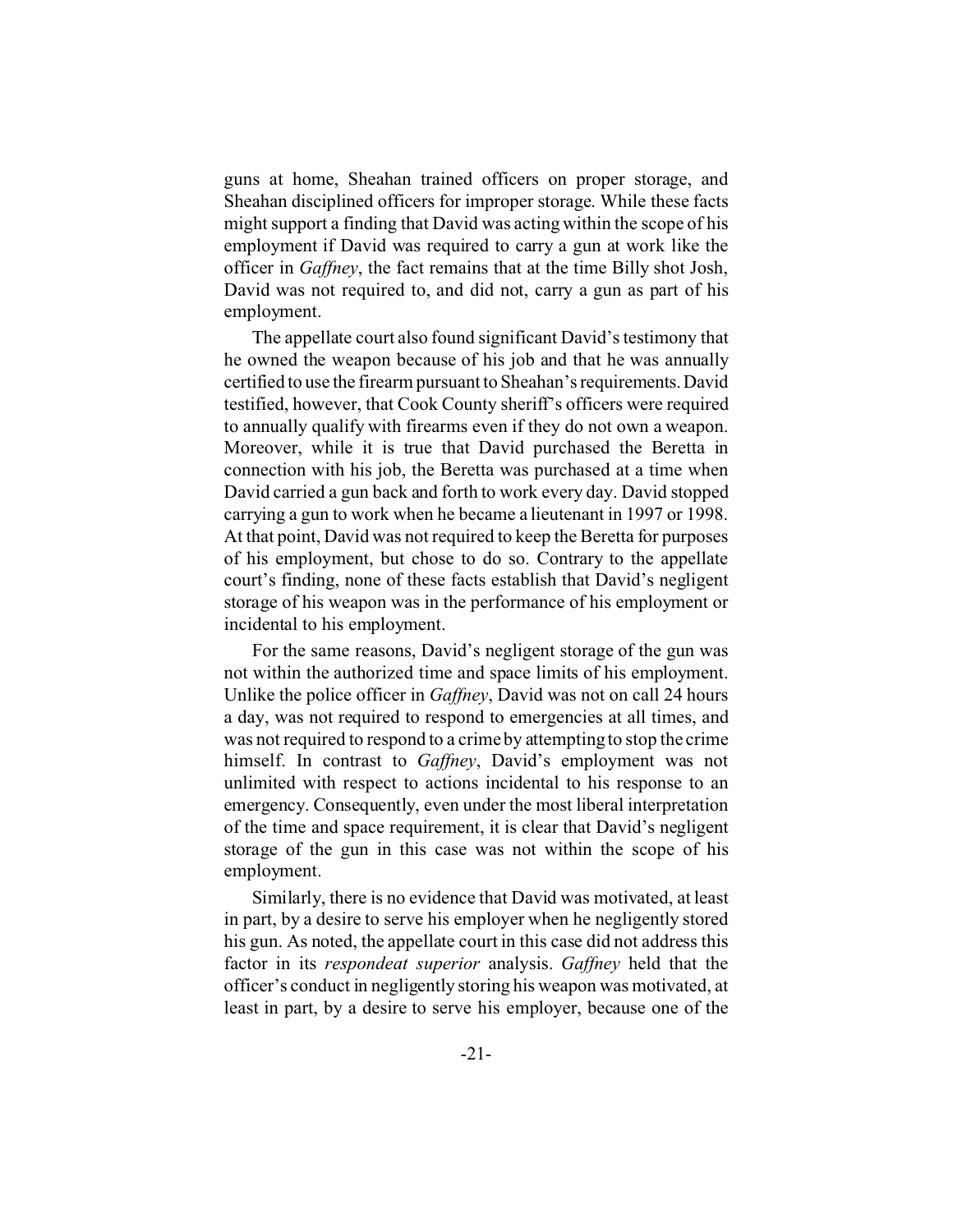guns at home, Sheahan trained officers on proper storage, and Sheahan disciplined officers for improper storage. While these facts might support a finding that David was acting within the scope of his employment if David was required to carry a gun at work like the officer in *Gaffney*, the fact remains that at the time Billy shot Josh, David was not required to, and did not, carry a gun as part of his employment.

The appellate court also found significant David's testimony that he owned the weapon because of his job and that he was annually certified to use the firearm pursuant to Sheahan's requirements. David testified, however, that Cook County sheriff's officers were required to annually qualify with firearms even if they do not own a weapon. Moreover, while it is true that David purchased the Beretta in connection with his job, the Beretta was purchased at a time when David carried a gun back and forth to work every day. David stopped carrying a gun to work when he became a lieutenant in 1997 or 1998. At that point, David was not required to keep the Beretta for purposes of his employment, but chose to do so. Contrary to the appellate court's finding, none of these facts establish that David's negligent storage of his weapon was in the performance of his employment or incidental to his employment.

For the same reasons, David's negligent storage of the gun was not within the authorized time and space limits of his employment. Unlike the police officer in *Gaffney*, David was not on call 24 hours a day, was not required to respond to emergencies at all times, and was not required to respond to a crime by attempting to stop the crime himself. In contrast to *Gaffney*, David's employment was not unlimited with respect to actions incidental to his response to an emergency. Consequently, even under the most liberal interpretation of the time and space requirement, it is clear that David's negligent storage of the gun in this case was not within the scope of his employment.

Similarly, there is no evidence that David was motivated, at least in part, by a desire to serve his employer when he negligently stored his gun. As noted, the appellate court in this case did not address this factor in its *respondeat superior* analysis. *Gaffney* held that the officer's conduct in negligently storing his weapon was motivated, at least in part, by a desire to serve his employer, because one of the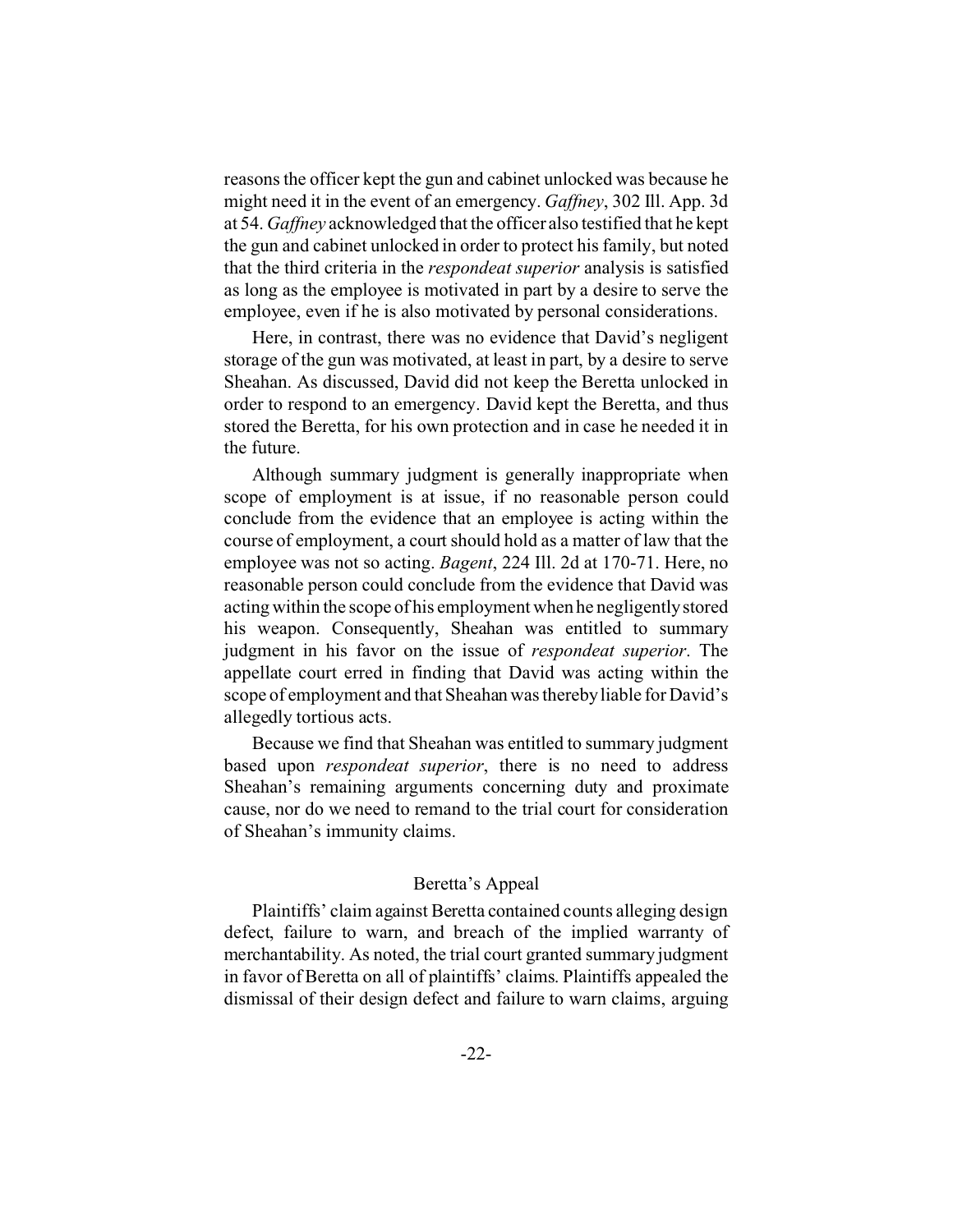reasons the officer kept the gun and cabinet unlocked was because he might need it in the event of an emergency. *Gaffney*, 302 Ill. App. 3d at 54. *Gaffney* acknowledged that the officer also testified that he kept the gun and cabinet unlocked in order to protect his family, but noted that the third criteria in the *respondeat superior* analysis is satisfied as long as the employee is motivated in part by a desire to serve the employee, even if he is also motivated by personal considerations.

Here, in contrast, there was no evidence that David's negligent storage of the gun was motivated, at least in part, by a desire to serve Sheahan. As discussed, David did not keep the Beretta unlocked in order to respond to an emergency. David kept the Beretta, and thus stored the Beretta, for his own protection and in case he needed it in the future.

Although summary judgment is generally inappropriate when scope of employment is at issue, if no reasonable person could conclude from the evidence that an employee is acting within the course of employment, a court should hold as a matter of law that the employee was not so acting. *Bagent*, 224 Ill. 2d at 170-71. Here, no reasonable person could conclude from the evidence that David was acting within the scope of his employment when he negligently stored his weapon. Consequently, Sheahan was entitled to summary judgment in his favor on the issue of *respondeat superior*. The appellate court erred in finding that David was acting within the scope of employment and that Sheahan was thereby liable for David's allegedly tortious acts.

Because we find that Sheahan was entitled to summary judgment based upon *respondeat superior*, there is no need to address Sheahan's remaining arguments concerning duty and proximate cause, nor do we need to remand to the trial court for consideration of Sheahan's immunity claims.

## Beretta's Appeal

Plaintiffs' claim against Beretta contained counts alleging design defect, failure to warn, and breach of the implied warranty of merchantability. As noted, the trial court granted summary judgment in favor of Beretta on all of plaintiffs' claims. Plaintiffs appealed the dismissal of their design defect and failure to warn claims, arguing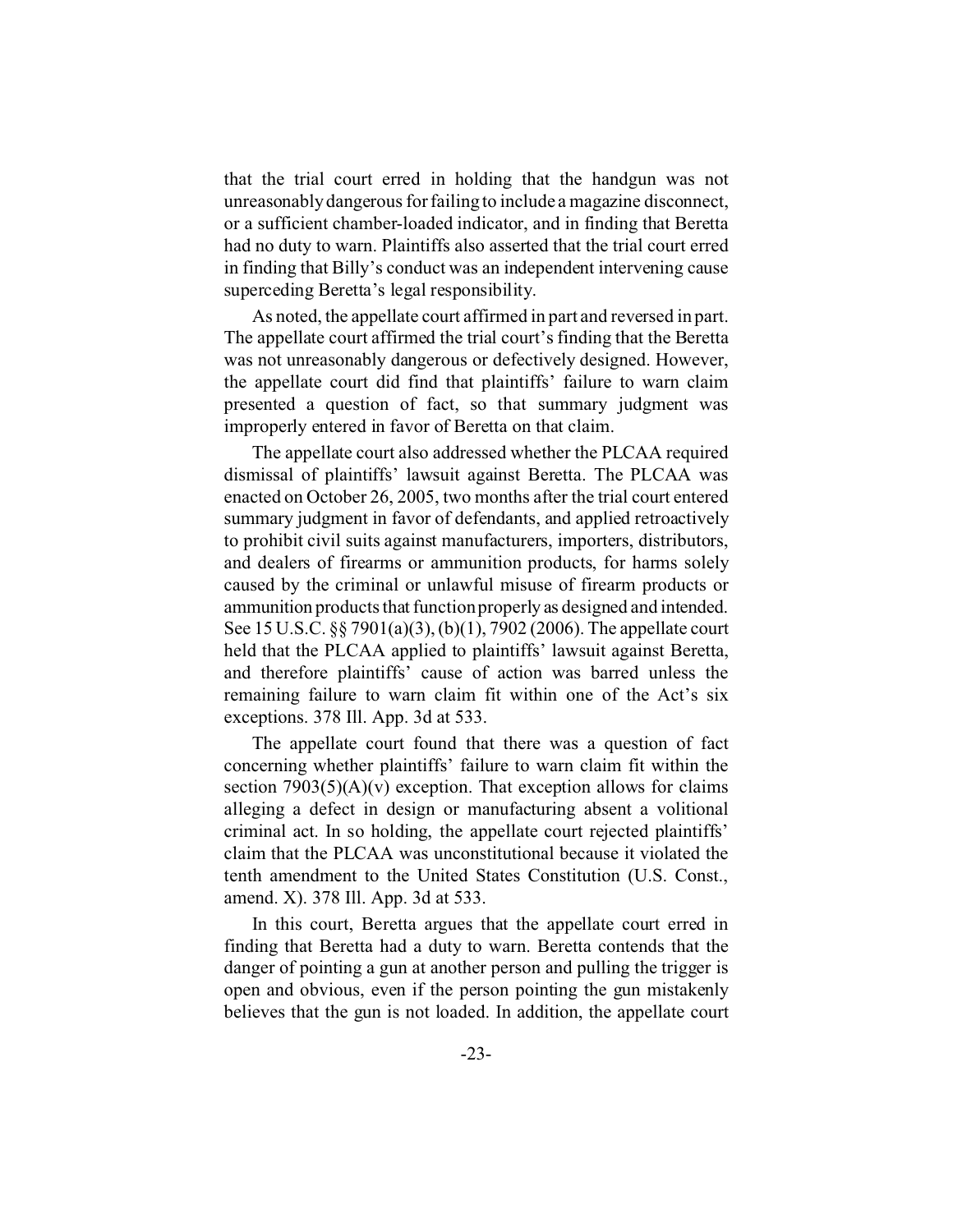that the trial court erred in holding that the handgun was not unreasonably dangerous for failing to include a magazine disconnect, or a sufficient chamber-loaded indicator, and in finding that Beretta had no duty to warn. Plaintiffs also asserted that the trial court erred in finding that Billy's conduct was an independent intervening cause superceding Beretta's legal responsibility.

As noted, the appellate court affirmed in part and reversed in part. The appellate court affirmed the trial court's finding that the Beretta was not unreasonably dangerous or defectively designed. However, the appellate court did find that plaintiffs' failure to warn claim presented a question of fact, so that summary judgment was improperly entered in favor of Beretta on that claim.

The appellate court also addressed whether the PLCAA required dismissal of plaintiffs' lawsuit against Beretta. The PLCAA was enacted on October 26, 2005, two months after the trial court entered summary judgment in favor of defendants, and applied retroactively to prohibit civil suits against manufacturers, importers, distributors, and dealers of firearms or ammunition products, for harms solely caused by the criminal or unlawful misuse of firearm products or ammunition products that function properly as designed and intended. See 15 U.S.C. §§ 7901(a)(3), (b)(1), 7902 (2006). The appellate court held that the PLCAA applied to plaintiffs' lawsuit against Beretta, and therefore plaintiffs' cause of action was barred unless the remaining failure to warn claim fit within one of the Act's six exceptions. 378 Ill. App. 3d at 533.

The appellate court found that there was a question of fact concerning whether plaintiffs' failure to warn claim fit within the section 7903(5)(A)(v) exception. That exception allows for claims alleging a defect in design or manufacturing absent a volitional criminal act. In so holding, the appellate court rejected plaintiffs' claim that the PLCAA was unconstitutional because it violated the tenth amendment to the United States Constitution (U.S. Const., amend. X). 378 Ill. App. 3d at 533.

In this court, Beretta argues that the appellate court erred in finding that Beretta had a duty to warn. Beretta contends that the danger of pointing a gun at another person and pulling the trigger is open and obvious, even if the person pointing the gun mistakenly believes that the gun is not loaded. In addition, the appellate court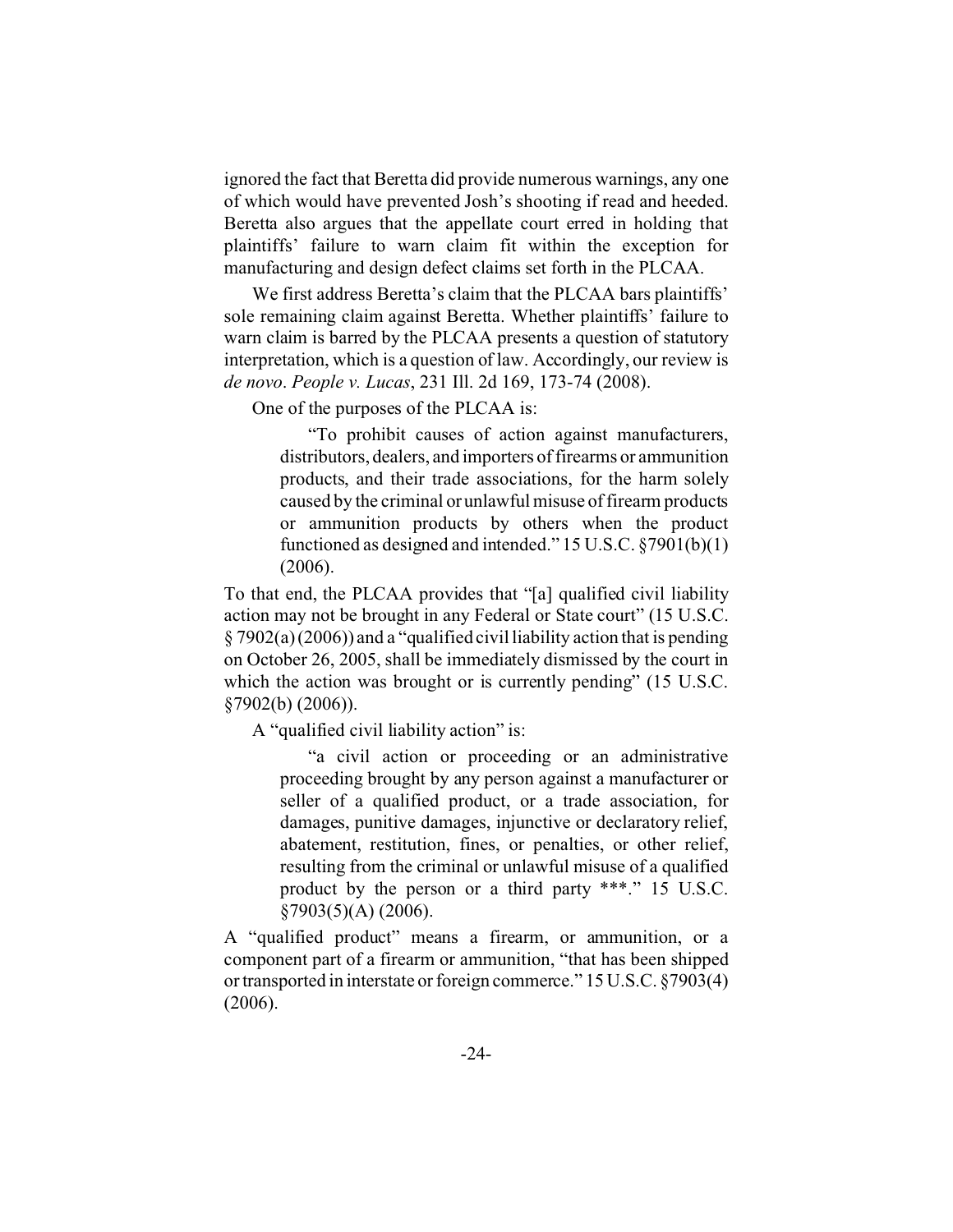ignored the fact that Beretta did provide numerous warnings, any one of which would have prevented Josh's shooting if read and heeded. Beretta also argues that the appellate court erred in holding that plaintiffs' failure to warn claim fit within the exception for manufacturing and design defect claims set forth in the PLCAA.

We first address Beretta's claim that the PLCAA bars plaintiffs' sole remaining claim against Beretta. Whether plaintiffs' failure to warn claim is barred by the PLCAA presents a question of statutory interpretation, which is a question of law. Accordingly, our review is *de novo*. *People v. Lucas*, 231 Ill. 2d 169, 173-74 (2008).

One of the purposes of the PLCAA is:

> "To prohibit causes of action against manufacturers, distributors, dealers, and importers of firearms or ammunition products, and their trade associations, for the harm solely caused by the criminal or unlawful misuse of firearm products or ammunition products by others when the product functioned as designed and intended." 15 U.S.C. §7901(b)(1) (2006).

To that end, the PLCAA provides that "[a] qualified civil liability action may not be brought in any Federal or State court" (15 U.S.C. § 7902(a) (2006)) and a "qualified civil liability action that is pending on October 26, 2005, shall be immediately dismissed by the court in which the action was brought or is currently pending" (15 U.S.C. §7902(b) (2006)).

A "qualified civil liability action" is:

> "a civil action or proceeding or an administrative proceeding brought by any person against a manufacturer or seller of a qualified product, or a trade association, for damages, punitive damages, injunctive or declaratory relief, abatement, restitution, fines, or penalties, or other relief, resulting from the criminal or unlawful misuse of a qualified product by the person or a third party ***." 15 U.S.C. §7903(5)(A) (2006).

A "qualified product" means a firearm, or ammunition, or a component part of a firearm or ammunition, "that has been shipped or transported in interstate or foreign commerce." 15 U.S.C. §7903(4) (2006).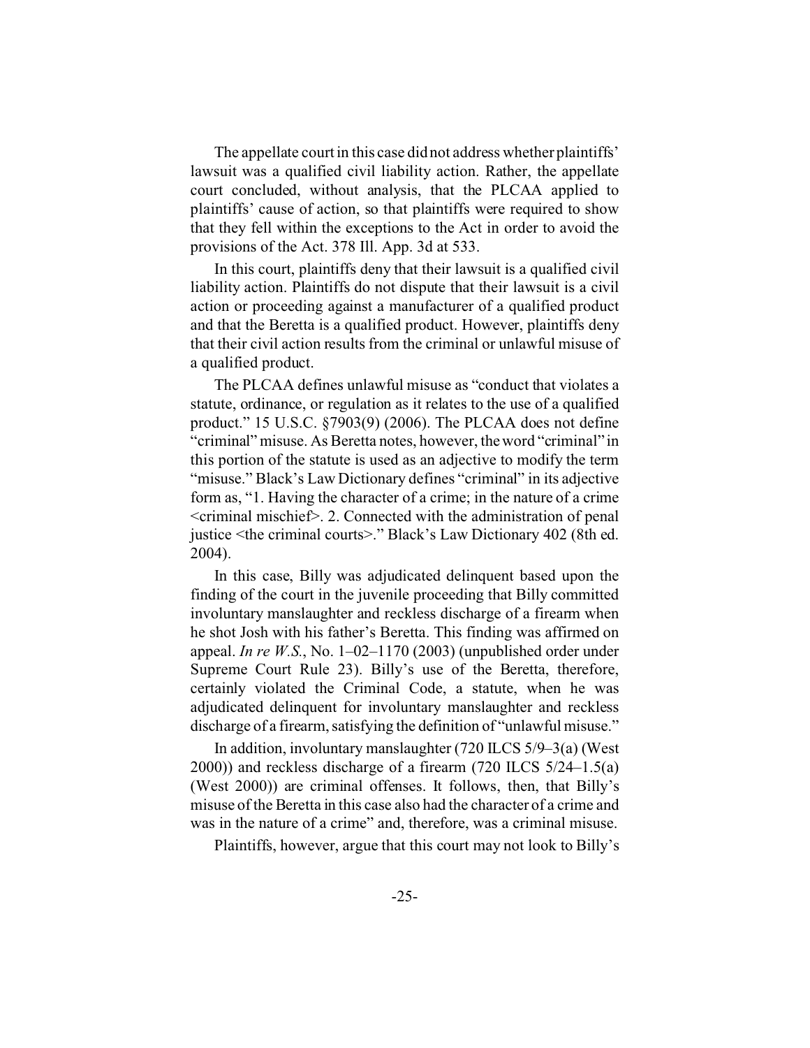The appellate court in this case did not address whether plaintiffs' lawsuit was a qualified civil liability action. Rather, the appellate court concluded, without analysis, that the PLCAA applied to plaintiffs' cause of action, so that plaintiffs were required to show that they fell within the exceptions to the Act in order to avoid the provisions of the Act. 378 Ill. App. 3d at 533.

In this court, plaintiffs deny that their lawsuit is a qualified civil liability action. Plaintiffs do not dispute that their lawsuit is a civil action or proceeding against a manufacturer of a qualified product and that the Beretta is a qualified product. However, plaintiffs deny that their civil action results from the criminal or unlawful misuse of a qualified product.

The PLCAA defines unlawful misuse as "conduct that violates a statute, ordinance, or regulation as it relates to the use of a qualified product." 15 U.S.C. §7903(9) (2006). The PLCAA does not define "criminal" misuse. As Beretta notes, however, the word "criminal" in this portion of the statute is used as an adjective to modify the term "misuse." Black's Law Dictionary defines "criminal" in its adjective form as, "1. Having the character of a crime; in the nature of a crime <criminal mischief>. 2. Connected with the administration of penal justice <the criminal courts>." Black's Law Dictionary 402 (8th ed. 2004).

In this case, Billy was adjudicated delinquent based upon the finding of the court in the juvenile proceeding that Billy committed involuntary manslaughter and reckless discharge of a firearm when he shot Josh with his father's Beretta. This finding was affirmed on appeal. *In re W.S.*, No. 1–02–1170 (2003) (unpublished order under Supreme Court Rule 23). Billy's use of the Beretta, therefore, certainly violated the Criminal Code, a statute, when he was adjudicated delinquent for involuntary manslaughter and reckless discharge of a firearm, satisfying the definition of "unlawful misuse."

In addition, involuntary manslaughter (720 ILCS 5/9–3(a) (West 2000)) and reckless discharge of a firearm (720 ILCS 5/24–1.5(a) (West 2000)) are criminal offenses. It follows, then, that Billy's misuse of the Beretta in this case also had the character of a crime and was in the nature of a crime" and, therefore, was a criminal misuse.

Plaintiffs, however, argue that this court may not look to Billy's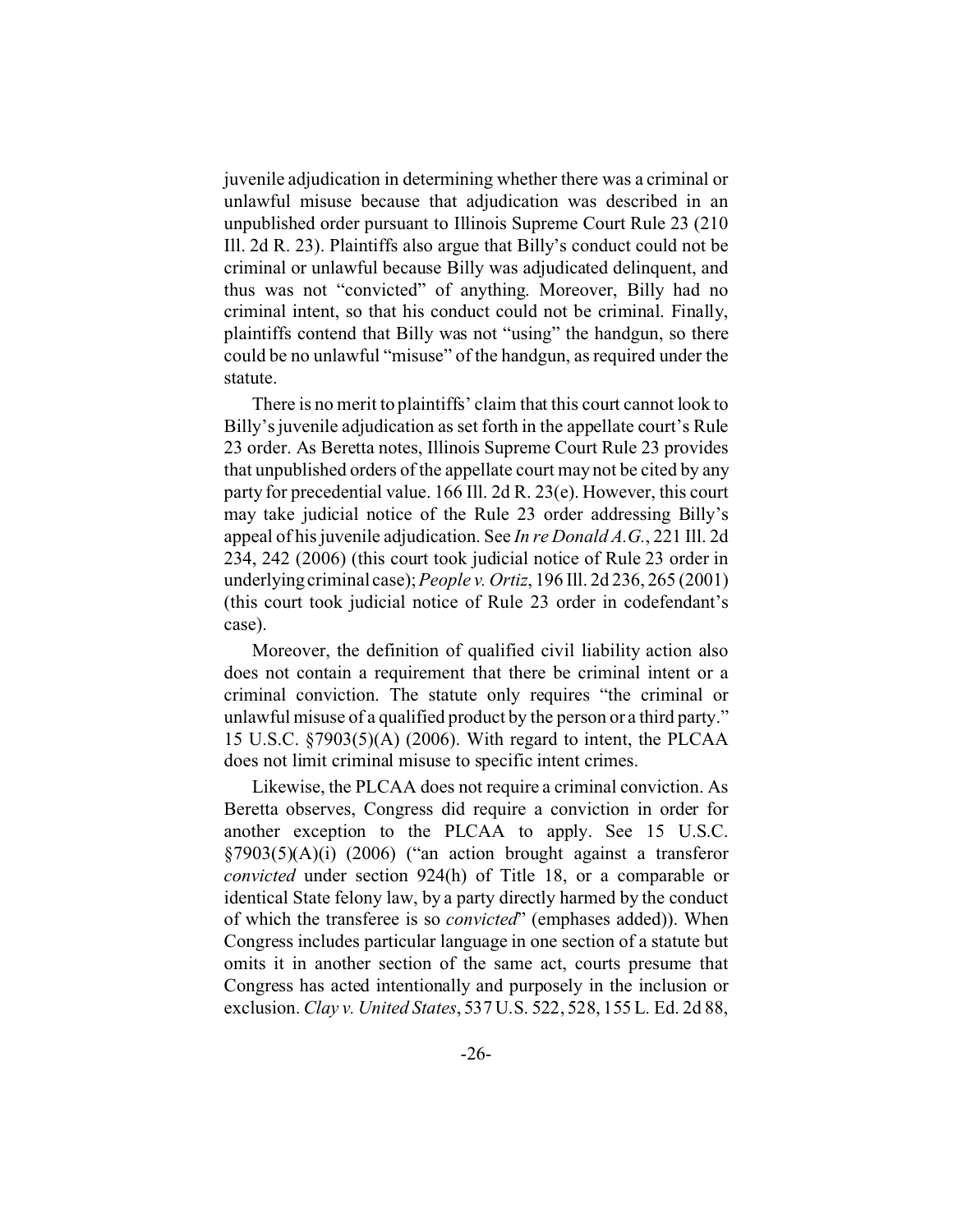juvenile adjudication in determining whether there was a criminal or unlawful misuse because that adjudication was described in an unpublished order pursuant to Illinois Supreme Court Rule 23 (210 Ill. 2d R. 23). Plaintiffs also argue that Billy's conduct could not be criminal or unlawful because Billy was adjudicated delinquent, and thus was not "convicted" of anything. Moreover, Billy had no criminal intent, so that his conduct could not be criminal. Finally, plaintiffs contend that Billy was not "using" the handgun, so there could be no unlawful "misuse" of the handgun, as required under the statute.

There is no merit to plaintiffs' claim that this court cannot look to Billy's juvenile adjudication as set forth in the appellate court's Rule 23 order. As Beretta notes, Illinois Supreme Court Rule 23 provides that unpublished orders of the appellate court may not be cited by any party for precedential value. 166 Ill. 2d R. 23(e). However, this court may take judicial notice of the Rule 23 order addressing Billy's appeal of his juvenile adjudication. See *In re Donald A.G.*, 221 Ill. 2d 234, 242 (2006) (this court took judicial notice of Rule 23 order in underlying criminal case); *People v. Ortiz*, 196 Ill. 2d 236, 265 (2001) (this court took judicial notice of Rule 23 order in codefendant's case).

Moreover, the definition of qualified civil liability action also does not contain a requirement that there be criminal intent or a criminal conviction. The statute only requires "the criminal or unlawful misuse of a qualified product by the person or a third party." 15 U.S.C. §7903(5)(A) (2006). With regard to intent, the PLCAA does not limit criminal misuse to specific intent crimes.

Likewise, the PLCAA does not require a criminal conviction. As Beretta observes, Congress did require a conviction in order for another exception to the PLCAA to apply. See 15 U.S.C. §7903(5)(A)(i) (2006) ("an action brought against a transferor *convicted* under section 924(h) of Title 18, or a comparable or identical State felony law, by a party directly harmed by the conduct of which the transferee is so *convicted*" (emphases added)). When Congress includes particular language in one section of a statute but omits it in another section of the same act, courts presume that Congress has acted intentionally and purposely in the inclusion or exclusion. *Clay v. United States*, 537 U.S. 522, 528, 155 L. Ed. 2d 88,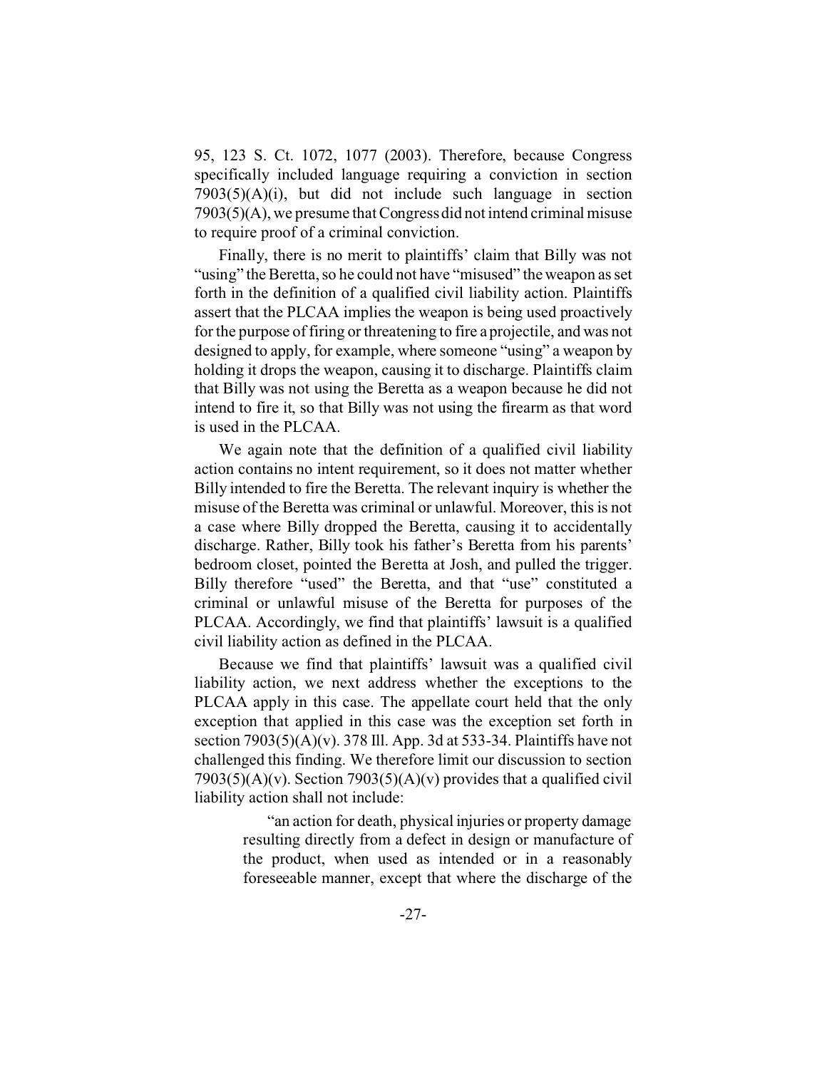95, 123 S. Ct. 1072, 1077 (2003). Therefore, because Congress specifically included language requiring a conviction in section 7903(5)(A)(i), but did not include such language in section 7903(5)(A), we presume that Congress did not intend criminal misuse to require proof of a criminal conviction.

Finally, there is no merit to plaintiffs' claim that Billy was not "using" the Beretta, so he could not have "misused" the weapon as set forth in the definition of a qualified civil liability action. Plaintiffs assert that the PLCAA implies the weapon is being used proactively for the purpose of firing or threatening to fire a projectile, and was not designed to apply, for example, where someone "using" a weapon by holding it drops the weapon, causing it to discharge. Plaintiffs claim that Billy was not using the Beretta as a weapon because he did not intend to fire it, so that Billy was not using the firearm as that word is used in the PLCAA.

We again note that the definition of a qualified civil liability action contains no intent requirement, so it does not matter whether Billy intended to fire the Beretta. The relevant inquiry is whether the misuse of the Beretta was criminal or unlawful. Moreover, this is not a case where Billy dropped the Beretta, causing it to accidentally discharge. Rather, Billy took his father's Beretta from his parents' bedroom closet, pointed the Beretta at Josh, and pulled the trigger. Billy therefore "used" the Beretta, and that "use" constituted a criminal or unlawful misuse of the Beretta for purposes of the PLCAA. Accordingly, we find that plaintiffs' lawsuit is a qualified civil liability action as defined in the PLCAA.

Because we find that plaintiffs' lawsuit was a qualified civil liability action, we next address whether the exceptions to the PLCAA apply in this case. The appellate court held that the only exception that applied in this case was the exception set forth in section 7903(5)(A)(v). 378 Ill. App. 3d at 533-34. Plaintiffs have not challenged this finding. We therefore limit our discussion to section 7903(5)(A)(v). Section 7903(5)(A)(v) provides that a qualified civil liability action shall not include:

> "an action for death, physical injuries or property damage resulting directly from a defect in design or manufacture of the product, when used as intended or in a reasonably foreseeable manner, except that where the discharge of the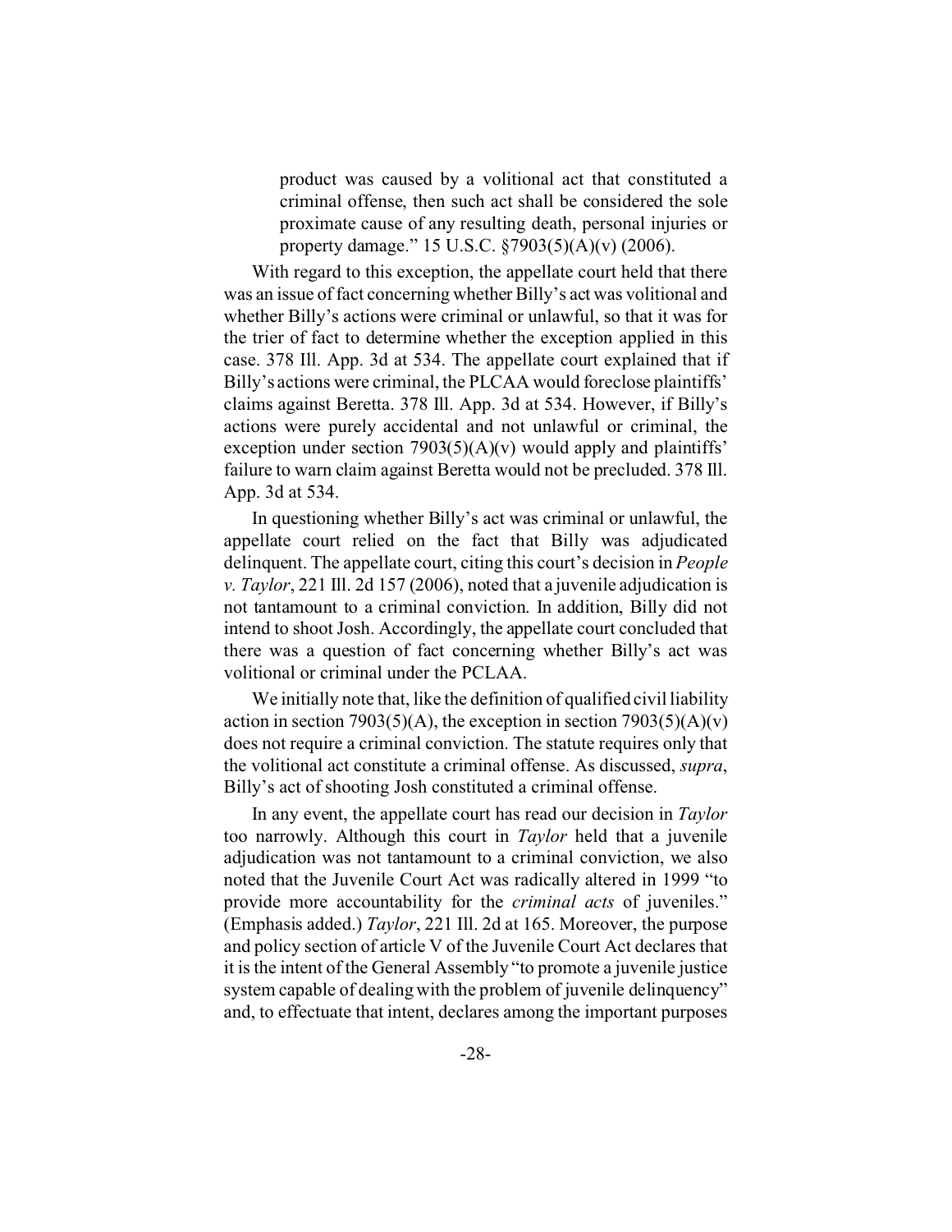> product was caused by a volitional act that constituted a criminal offense, then such act shall be considered the sole proximate cause of any resulting death, personal injuries or property damage." 15 U.S.C. §7903(5)(A)(v) (2006).

With regard to this exception, the appellate court held that there was an issue of fact concerning whether Billy's act was volitional and whether Billy's actions were criminal or unlawful, so that it was for the trier of fact to determine whether the exception applied in this case. 378 Ill. App. 3d at 534. The appellate court explained that if Billy's actions were criminal, the PLCAA would foreclose plaintiffs' claims against Beretta. 378 Ill. App. 3d at 534. However, if Billy's actions were purely accidental and not unlawful or criminal, the exception under section 7903(5)(A)(v) would apply and plaintiffs' failure to warn claim against Beretta would not be precluded. 378 Ill. App. 3d at 534.

In questioning whether Billy's act was criminal or unlawful, the appellate court relied on the fact that Billy was adjudicated delinquent. The appellate court, citing this court's decision in *People v. Taylor*, 221 Ill. 2d 157 (2006), noted that a juvenile adjudication is not tantamount to a criminal conviction. In addition, Billy did not intend to shoot Josh. Accordingly, the appellate court concluded that there was a question of fact concerning whether Billy's act was volitional or criminal under the PCLAA.

We initially note that, like the definition of qualified civil liability action in section 7903(5)(A), the exception in section 7903(5)(A)(v) does not require a criminal conviction. The statute requires only that the volitional act constitute a criminal offense. As discussed, *supra*, Billy's act of shooting Josh constituted a criminal offense.

In any event, the appellate court has read our decision in *Taylor* too narrowly. Although this court in *Taylor* held that a juvenile adjudication was not tantamount to a criminal conviction, we also noted that the Juvenile Court Act was radically altered in 1999 "to provide more accountability for the *criminal acts* of juveniles." (Emphasis added.) *Taylor*, 221 Ill. 2d at 165. Moreover, the purpose and policy section of article V of the Juvenile Court Act declares that it is the intent of the General Assembly "to promote a juvenile justice system capable of dealing with the problem of juvenile delinquency" and, to effectuate that intent, declares among the important purposes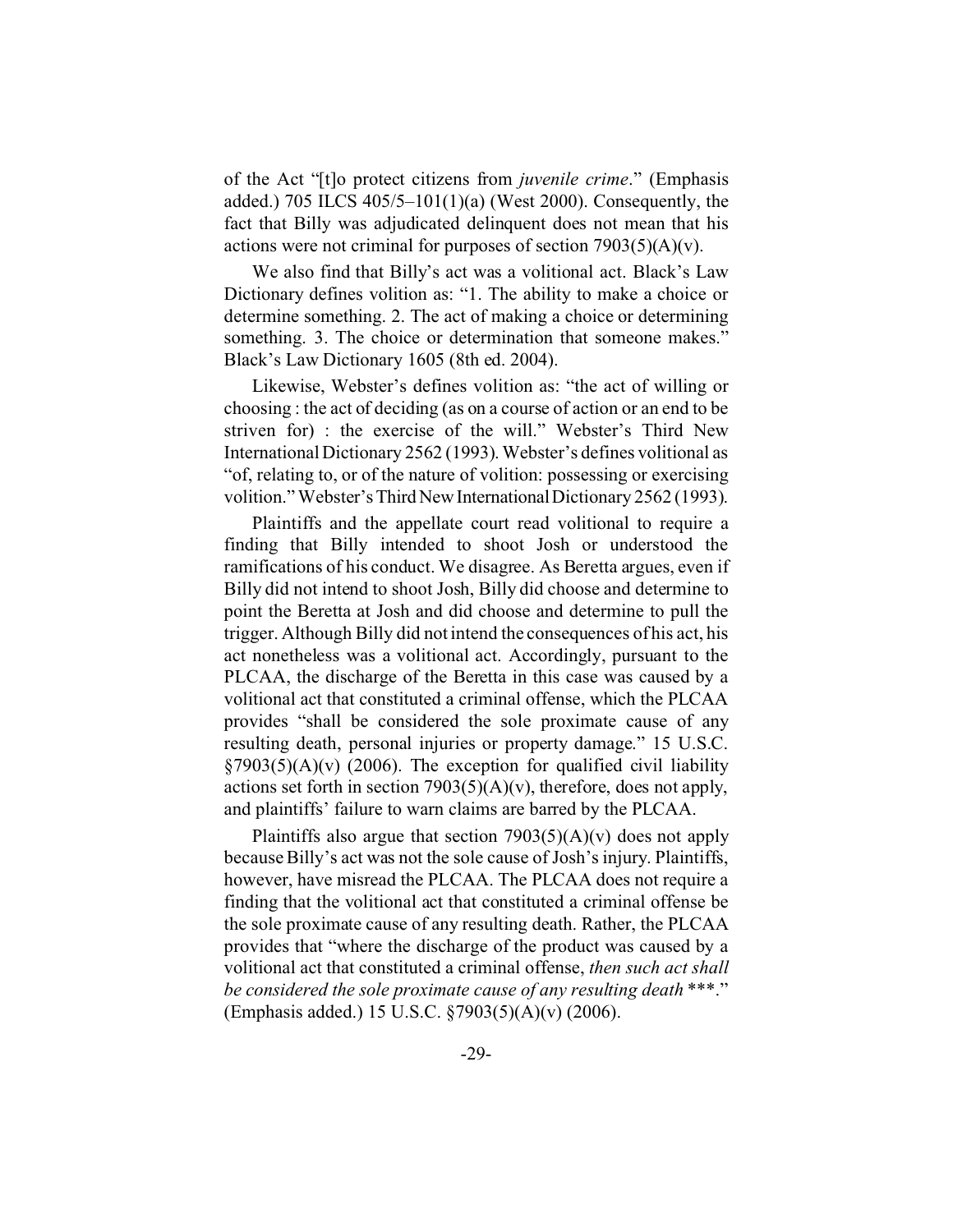of the Act "[t]o protect citizens from *juvenile crime*." (Emphasis added.) 705 ILCS 405/5–101(1)(a) (West 2000). Consequently, the fact that Billy was adjudicated delinquent does not mean that his actions were not criminal for purposes of section 7903(5)(A)(v).

We also find that Billy's act was a volitional act. Black's Law Dictionary defines volition as: "1. The ability to make a choice or determine something. 2. The act of making a choice or determining something. 3. The choice or determination that someone makes." Black's Law Dictionary 1605 (8th ed. 2004).

Likewise, Webster's defines volition as: "the act of willing or choosing : the act of deciding (as on a course of action or an end to be striven for) : the exercise of the will." Webster's Third New International Dictionary 2562 (1993). Webster's defines volitional as "of, relating to, or of the nature of volition: possessing or exercising volition." Webster's Third New International Dictionary 2562 (1993).

Plaintiffs and the appellate court read volitional to require a finding that Billy intended to shoot Josh or understood the ramifications of his conduct. We disagree. As Beretta argues, even if Billy did not intend to shoot Josh, Billy did choose and determine to point the Beretta at Josh and did choose and determine to pull the trigger. Although Billy did not intend the consequences of his act, his act nonetheless was a volitional act. Accordingly, pursuant to the PLCAA, the discharge of the Beretta in this case was caused by a volitional act that constituted a criminal offense, which the PLCAA provides "shall be considered the sole proximate cause of any resulting death, personal injuries or property damage." 15 U.S.C. §7903(5)(A)(v) (2006). The exception for qualified civil liability actions set forth in section 7903(5)(A)(v), therefore, does not apply, and plaintiffs' failure to warn claims are barred by the PLCAA.

Plaintiffs also argue that section 7903(5)(A)(v) does not apply because Billy's act was not the sole cause of Josh's injury. Plaintiffs, however, have misread the PLCAA. The PLCAA does not require a finding that the volitional act that constituted a criminal offense be the sole proximate cause of any resulting death. Rather, the PLCAA provides that "where the discharge of the product was caused by a volitional act that constituted a criminal offense, *then such act shall be considered the sole proximate cause of any resulting death* ***." (Emphasis added.) 15 U.S.C. §7903(5)(A)(v) (2006).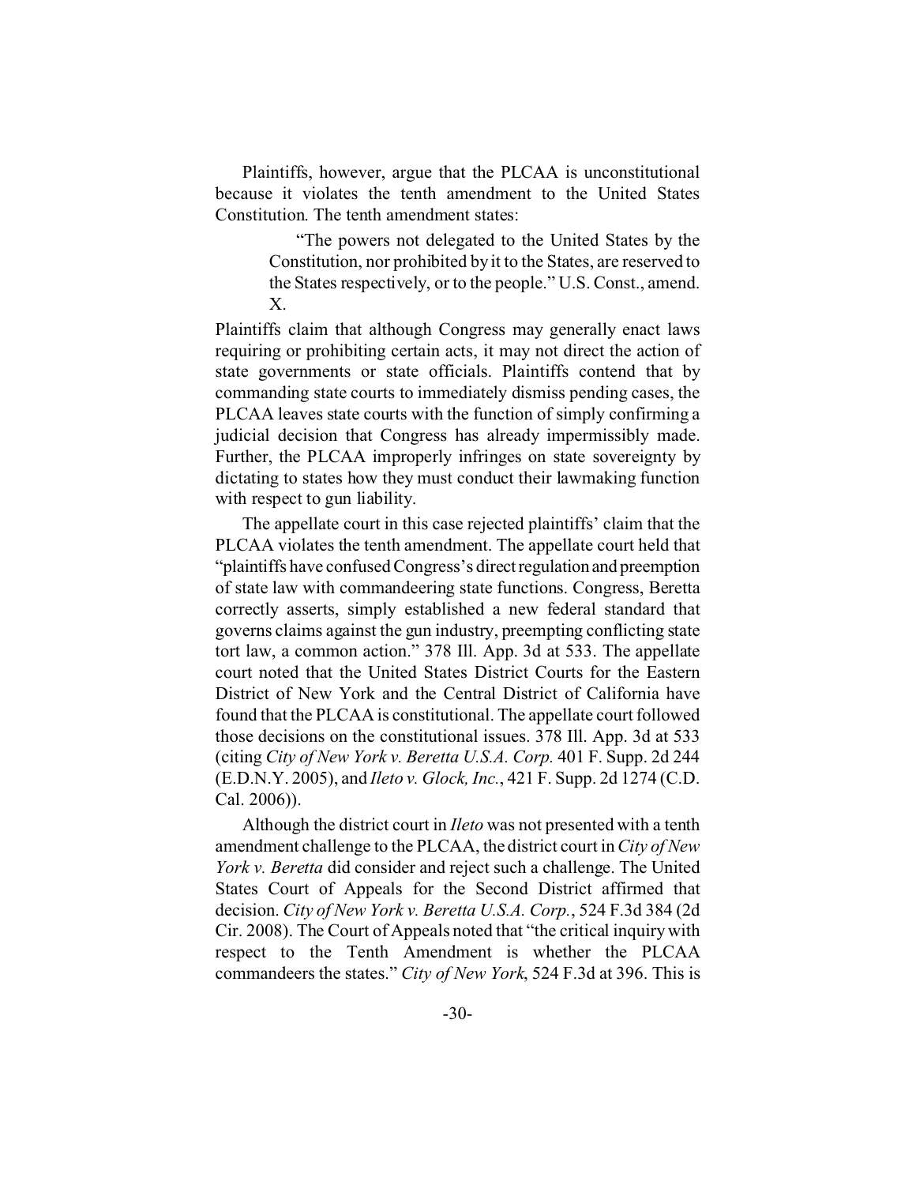Plaintiffs, however, argue that the PLCAA is unconstitutional because it violates the tenth amendment to the United States Constitution. The tenth amendment states:

> "The powers not delegated to the United States by the Constitution, nor prohibited by it to the States, are reserved to the States respectively, or to the people." U.S. Const., amend. X.

Plaintiffs claim that although Congress may generally enact laws requiring or prohibiting certain acts, it may not direct the action of state governments or state officials. Plaintiffs contend that by commanding state courts to immediately dismiss pending cases, the PLCAA leaves state courts with the function of simply confirming a judicial decision that Congress has already impermissibly made. Further, the PLCAA improperly infringes on state sovereignty by dictating to states how they must conduct their lawmaking function with respect to gun liability.

The appellate court in this case rejected plaintiffs' claim that the PLCAA violates the tenth amendment. The appellate court held that "plaintiffs have confused Congress's direct regulation and preemption of state law with commandeering state functions. Congress, Beretta correctly asserts, simply established a new federal standard that governs claims against the gun industry, preempting conflicting state tort law, a common action." 378 Ill. App. 3d at 533. The appellate court noted that the United States District Courts for the Eastern District of New York and the Central District of California have found that the PLCAA is constitutional. The appellate court followed those decisions on the constitutional issues. 378 Ill. App. 3d at 533 (citing *City of New York v. Beretta U.S.A. Corp.* 401 F. Supp. 2d 244 (E.D.N.Y. 2005), and *Ileto v. Glock, Inc.*, 421 F. Supp. 2d 1274 (C.D. Cal. 2006)).

Although the district court in *Ileto* was not presented with a tenth amendment challenge to the PLCAA, the district court in *City of New York v. Beretta* did consider and reject such a challenge. The United States Court of Appeals for the Second District affirmed that decision. *City of New York v. Beretta U.S.A. Corp.*, 524 F.3d 384 (2d Cir. 2008). The Court of Appeals noted that "the critical inquiry with respect to the Tenth Amendment is whether the PLCAA commandeers the states." *City of New York*, 524 F.3d at 396. This is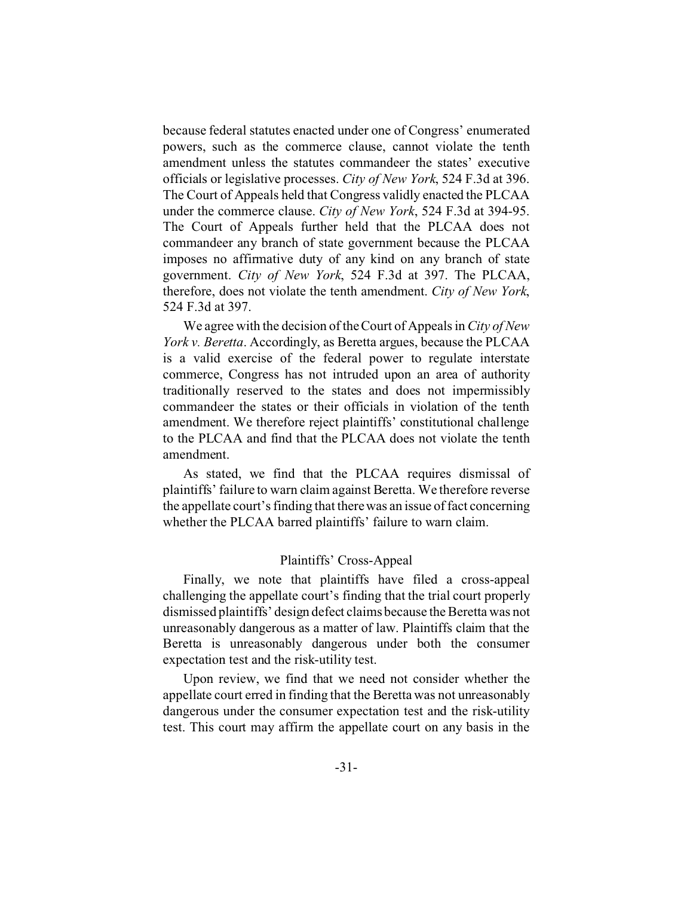because federal statutes enacted under one of Congress' enumerated powers, such as the commerce clause, cannot violate the tenth amendment unless the statutes commandeer the states' executive officials or legislative processes. *City of New York*, 524 F.3d at 396. The Court of Appeals held that Congress validly enacted the PLCAA under the commerce clause. *City of New York*, 524 F.3d at 394-95. The Court of Appeals further held that the PLCAA does not commandeer any branch of state government because the PLCAA imposes no affirmative duty of any kind on any branch of state government. *City of New York*, 524 F.3d at 397. The PLCAA, therefore, does not violate the tenth amendment. *City of New York*, 524 F.3d at 397.

We agree with the decision of the Court of Appeals in *City of New York v. Beretta*. Accordingly, as Beretta argues, because the PLCAA is a valid exercise of the federal power to regulate interstate commerce, Congress has not intruded upon an area of authority traditionally reserved to the states and does not impermissibly commandeer the states or their officials in violation of the tenth amendment. We therefore reject plaintiffs' constitutional challenge to the PLCAA and find that the PLCAA does not violate the tenth amendment.

As stated, we find that the PLCAA requires dismissal of plaintiffs' failure to warn claim against Beretta. We therefore reverse the appellate court's finding that there was an issue of fact concerning whether the PLCAA barred plaintiffs' failure to warn claim.

## Plaintiffs' Cross-Appeal

Finally, we note that plaintiffs have filed a cross-appeal challenging the appellate court's finding that the trial court properly dismissed plaintiffs' design defect claims because the Beretta was not unreasonably dangerous as a matter of law. Plaintiffs claim that the Beretta is unreasonably dangerous under both the consumer expectation test and the risk-utility test.

Upon review, we find that we need not consider whether the appellate court erred in finding that the Beretta was not unreasonably dangerous under the consumer expectation test and the risk-utility test. This court may affirm the appellate court on any basis in the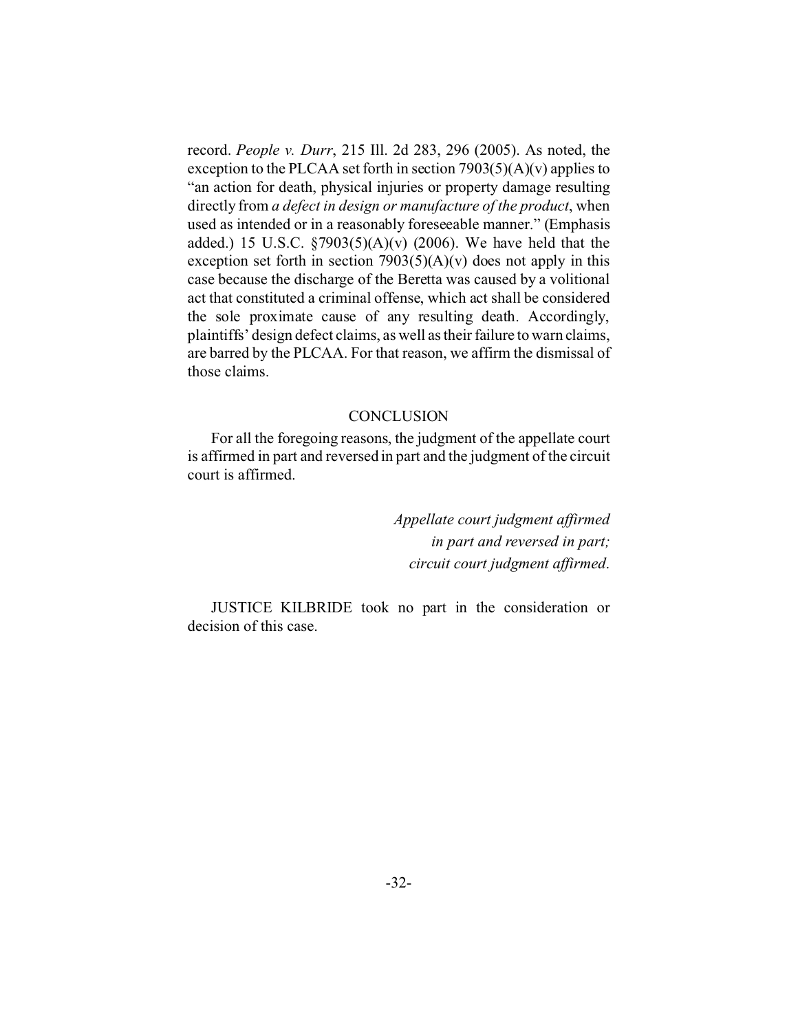record. *People v. Durr*, 215 Ill. 2d 283, 296 (2005). As noted, the exception to the PLCAA set forth in section 7903(5)(A)(v) applies to "an action for death, physical injuries or property damage resulting directly from *a defect in design or manufacture of the product*, when used as intended or in a reasonably foreseeable manner." (Emphasis added.) 15 U.S.C. §7903(5)(A)(v) (2006). We have held that the exception set forth in section 7903(5)(A)(v) does not apply in this case because the discharge of the Beretta was caused by a volitional act that constituted a criminal offense, which act shall be considered the sole proximate cause of any resulting death. Accordingly, plaintiffs' design defect claims, as well as their failure to warn claims, are barred by the PLCAA. For that reason, we affirm the dismissal of those claims.

## CONCLUSION

For all the foregoing reasons, the judgment of the appellate court is affirmed in part and reversed in part and the judgment of the circuit court is affirmed.

*Appellate court judgment affirmed in part and reversed in part; circuit court judgment affirmed.*

JUSTICE KILBRIDE took no part in the consideration or decision of this case.